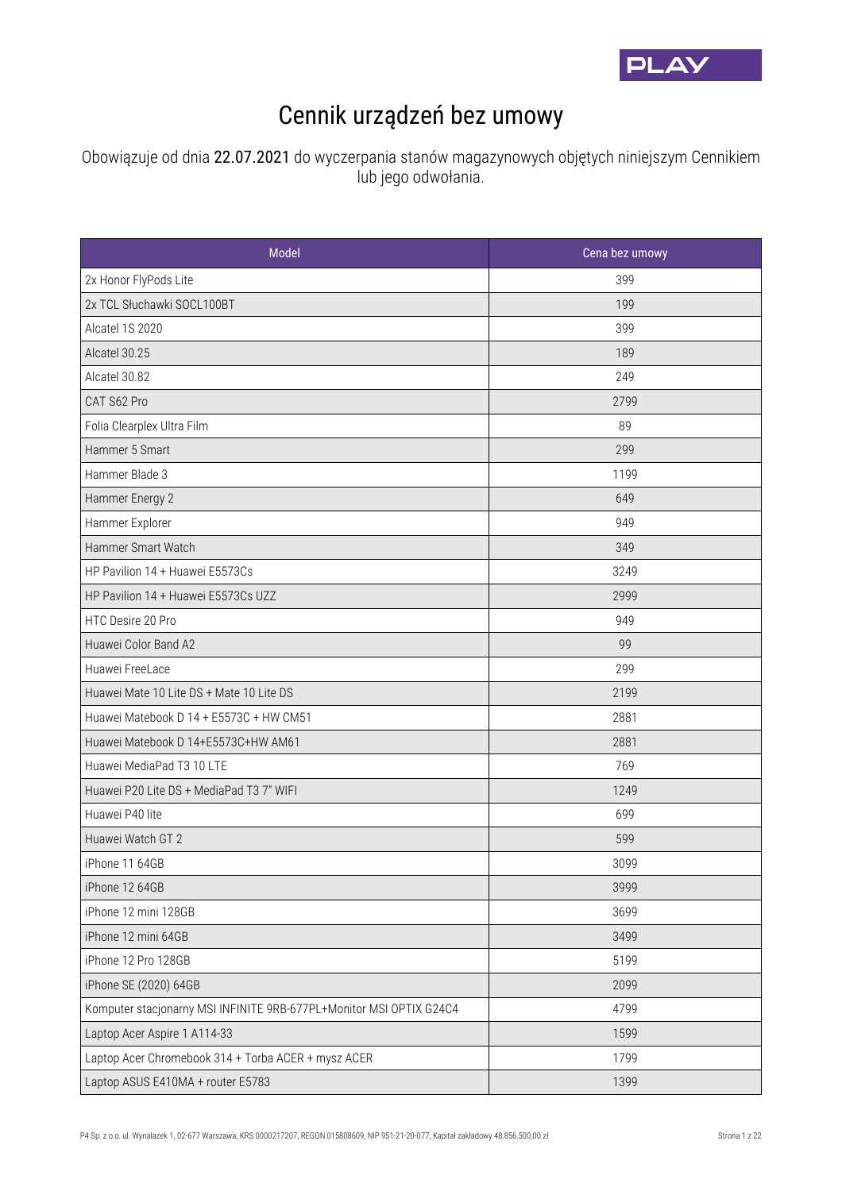# Cennik urządzeń bez umowy

Obowiązuje od dnia 22.07.2021 do wyczerpania stanów magazynowych objętych niniejszym Cennikiem lub jego odwołania.

| Model | Cena bez umowy |
|---|---|
| 2x Honor FlyPods Lite | 399 |
| 2x TCL Słuchawki SOCL100BT | 199 |
| Alcatel 1S 2020 | 399 |
| Alcatel 30.25 | 189 |
| Alcatel 30.82 | 249 |
| CAT S62 Pro | 2799 |
| Folia Clearplex Ultra Film | 89 |
| Hammer 5 Smart | 299 |
| Hammer Blade 3 | 1199 |
| Hammer Energy 2 | 649 |
| Hammer Explorer | 949 |
| Hammer Smart Watch | 349 |
| HP Pavilion 14 + Huawei E5573Cs | 3249 |
| HP Pavilion 14 + Huawei E5573Cs UZZ | 2999 |
| HTC Desire 20 Pro | 949 |
| Huawei Color Band A2 | 99 |
| Huawei FreeLace | 299 |
| Huawei Mate 10 Lite DS + Mate 10 Lite DS | 2199 |
| Huawei Matebook D 14 + E5573C + HW CM51 | 2881 |
| Huawei Matebook D 14+E5573C+HW AM61 | 2881 |
| Huawei MediaPad T3 10 LTE | 769 |
| Huawei P20 Lite DS + MediaPad T3 7" WIFI | 1249 |
| Huawei P40 lite | 699 |
| Huawei Watch GT 2 | 599 |
| iPhone 11 64GB | 3099 |
| iPhone 12 64GB | 3999 |
| iPhone 12 mini 128GB | 3699 |
| iPhone 12 mini 64GB | 3499 |
| iPhone 12 Pro 128GB | 5199 |
| iPhone SE (2020) 64GB | 2099 |
| Komputer stacjonarny MSI INFINITE 9RB-677PL+Monitor MSI OPTIX G24C4 | 4799 |
| Laptop Acer Aspire 1 A114-33 | 1599 |
| Laptop Acer Chromebook 314 + Torba ACER + mysz ACER | 1799 |
| Laptop ASUS E410MA + router E5783 | 1399 |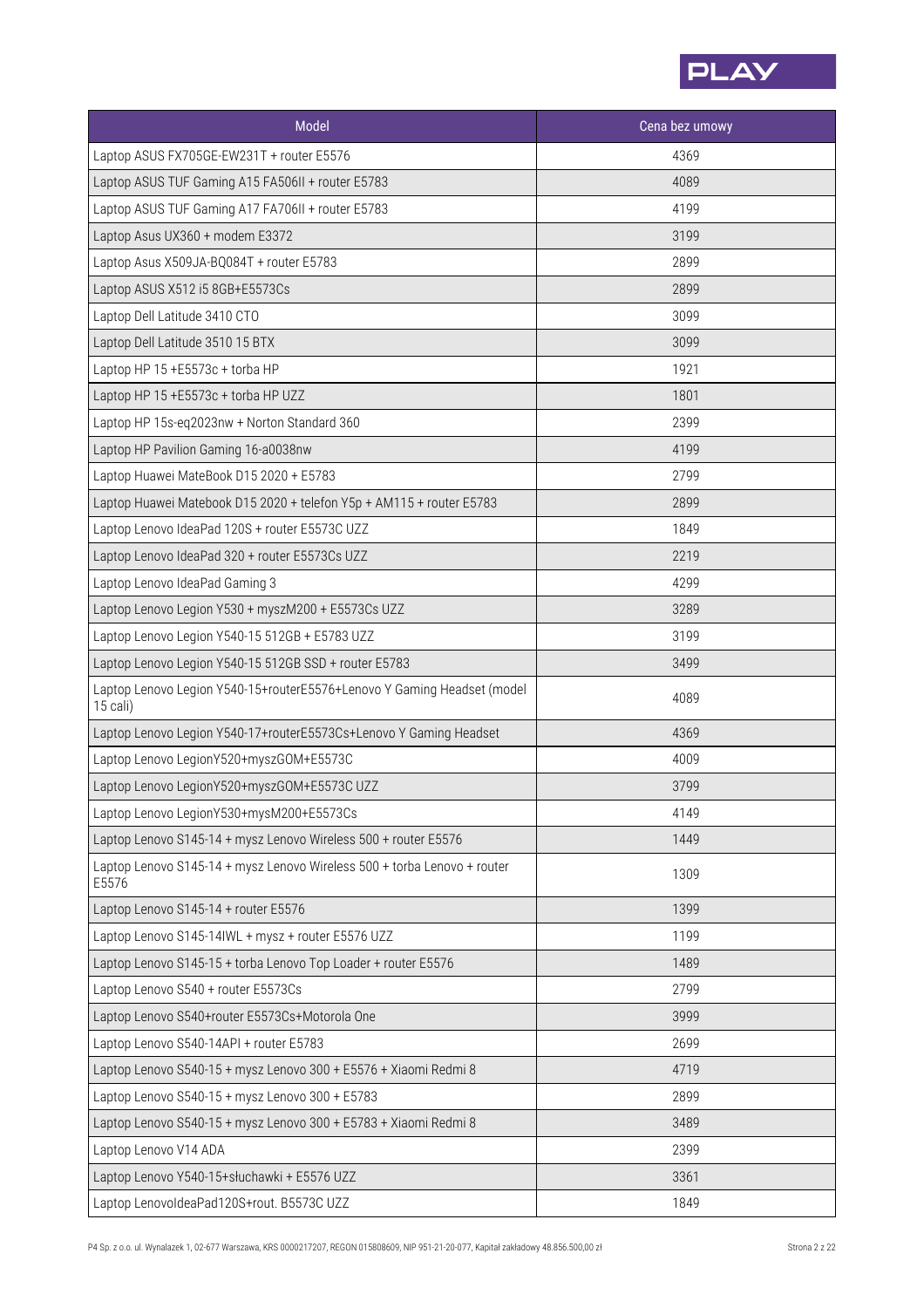| Model | Cena bez umowy |
| --- | --- |
| Laptop ASUS FX705GE-EW231T + router E5576 | 4369 |
| Laptop ASUS TUF Gaming A15 FA506II + router E5783 | 4089 |
| Laptop ASUS TUF Gaming A17 FA706II + router E5783 | 4199 |
| Laptop Asus UX360 + modem E3372 | 3199 |
| Laptop Asus X509JA-BQ084T + router E5783 | 2899 |
| Laptop ASUS X512 i5 8GB+E5573Cs | 2899 |
| Laptop Dell Latitude 3410 CTO | 3099 |
| Laptop Dell Latitude 3510 15 BTX | 3099 |
| Laptop HP 15 +E5573c + torba HP | 1921 |
| Laptop HP 15 +E5573c + torba HP UZZ | 1801 |
| Laptop HP 15s-eq2023nw + Norton Standard 360 | 2399 |
| Laptop HP Pavilion Gaming 16-a0038nw | 4199 |
| Laptop Huawei MateBook D15 2020 + E5783 | 2799 |
| Laptop Huawei Matebook D15 2020 + telefon Y5p + AM115 + router E5783 | 2899 |
| Laptop Lenovo IdeaPad 120S + router E5573C UZZ | 1849 |
| Laptop Lenovo IdeaPad 320 + router E5573Cs UZZ | 2219 |
| Laptop Lenovo IdeaPad Gaming 3 | 4299 |
| Laptop Lenovo Legion Y530 + myszM200 + E5573Cs UZZ | 3289 |
| Laptop Lenovo Legion Y540-15 512GB + E5783 UZZ | 3199 |
| Laptop Lenovo Legion Y540-15 512GB SSD + router E5783 | 3499 |
| Laptop Lenovo Legion Y540-15+routerE5576+Lenovo Y Gaming Headset (model 15 cali) | 4089 |
| Laptop Lenovo Legion Y540-17+routerE5573Cs+Lenovo Y Gaming Headset | 4369 |
| Laptop Lenovo LegionY520+myszGOM+E5573C | 4009 |
| Laptop Lenovo LegionY520+myszGOM+E5573C UZZ | 3799 |
| Laptop Lenovo LegionY530+mysM200+E5573Cs | 4149 |
| Laptop Lenovo S145-14 + mysz Lenovo Wireless 500 + router E5576 | 1449 |
| Laptop Lenovo S145-14 + mysz Lenovo Wireless 500 + torba Lenovo + router E5576 | 1309 |
| Laptop Lenovo S145-14 + router E5576 | 1399 |
| Laptop Lenovo S145-14IWL + mysz + router E5576 UZZ | 1199 |
| Laptop Lenovo S145-15 + torba Lenovo Top Loader + router E5576 | 1489 |
| Laptop Lenovo S540 + router E5573Cs | 2799 |
| Laptop Lenovo S540+router E5573Cs+Motorola One | 3999 |
| Laptop Lenovo S540-14API + router E5783 | 2699 |
| Laptop Lenovo S540-15 + mysz Lenovo 300 + E5576 + Xiaomi Redmi 8 | 4719 |
| Laptop Lenovo S540-15 + mysz Lenovo 300 + E5783 | 2899 |
| Laptop Lenovo S540-15 + mysz Lenovo 300 + E5783 + Xiaomi Redmi 8 | 3489 |
| Laptop Lenovo V14 ADA | 2399 |
| Laptop Lenovo Y540-15+słuchawki + E5576 UZZ | 3361 |
| Laptop LenovoIdeaPad120S+rout. B5573C UZZ | 1849 |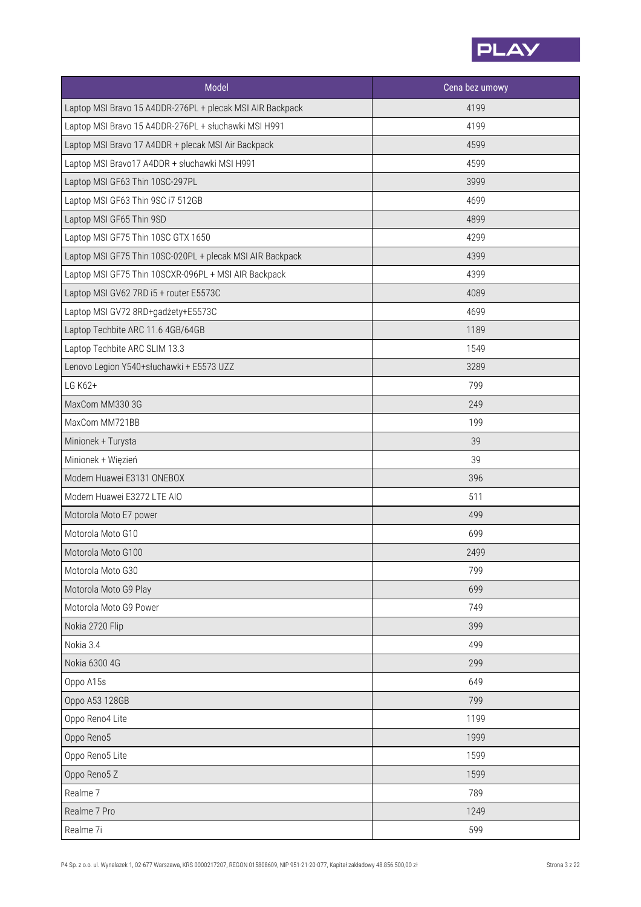| Model | Cena bez umowy |
| --- | --- |
| Laptop MSI Bravo 15 A4DDR-276PL + plecak MSI AIR Backpack | 4199 |
| Laptop MSI Bravo 15 A4DDR-276PL + słuchawki MSI H991 | 4199 |
| Laptop MSI Bravo 17 A4DDR + plecak MSI Air Backpack | 4599 |
| Laptop MSI Bravo17 A4DDR + słuchawki MSI H991 | 4599 |
| Laptop MSI GF63 Thin 10SC-297PL | 3999 |
| Laptop MSI GF63 Thin 9SC i7 512GB | 4699 |
| Laptop MSI GF65 Thin 9SD | 4899 |
| Laptop MSI GF75 Thin 10SC GTX 1650 | 4299 |
| Laptop MSI GF75 Thin 10SC-020PL + plecak MSI AIR Backpack | 4399 |
| Laptop MSI GF75 Thin 10SCXR-096PL + MSI AIR Backpack | 4399 |
| Laptop MSI GV62 7RD i5 + router E5573C | 4089 |
| Laptop MSI GV72 8RD+gadżety+E5573C | 4699 |
| Laptop Techbite ARC 11.6 4GB/64GB | 1189 |
| Laptop Techbite ARC SLIM 13.3 | 1549 |
| Lenovo Legion Y540+słuchawki + E5573 UZZ | 3289 |
| LG K62+ | 799 |
| MaxCom MM330 3G | 249 |
| MaxCom MM721BB | 199 |
| Minionek + Turysta | 39 |
| Minionek + Więzień | 39 |
| Modem Huawei E3131 ONEBOX | 396 |
| Modem Huawei E3272 LTE AIO | 511 |
| Motorola Moto E7 power | 499 |
| Motorola Moto G10 | 699 |
| Motorola Moto G100 | 2499 |
| Motorola Moto G30 | 799 |
| Motorola Moto G9 Play | 699 |
| Motorola Moto G9 Power | 749 |
| Nokia 2720 Flip | 399 |
| Nokia 3.4 | 499 |
| Nokia 6300 4G | 299 |
| Oppo A15s | 649 |
| Oppo A53 128GB | 799 |
| Oppo Reno4 Lite | 1199 |
| Oppo Reno5 | 1999 |
| Oppo Reno5 Lite | 1599 |
| Oppo Reno5 Z | 1599 |
| Realme 7 | 789 |
| Realme 7 Pro | 1249 |
| Realme 7i | 599 |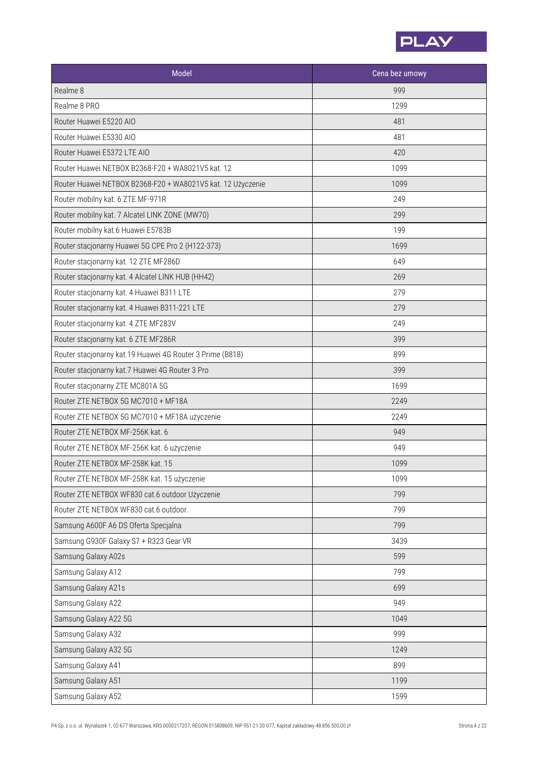| Model | Cena bez umowy |
| --- | --- |
| Realme 8 | 999 |
| Realme 8 PRO | 1299 |
| Router Huawei E5220 AIO | 481 |
| Router Huawei E5330 AIO | 481 |
| Router Huawei E5372 LTE AIO | 420 |
| Router Huawei NETBOX B2368-F20 + WA8021V5 kat. 12 | 1099 |
| Router Huawei NETBOX B2368-F20 + WA8021V5 kat. 12 Użyczenie | 1099 |
| Router mobilny kat. 6 ZTE MF-971R | 249 |
| Router mobilny kat. 7 Alcatel LINK ZONE (MW70) | 299 |
| Router mobilny kat.6 Huawei E5783B | 199 |
| Router stacjonarny Huawei 5G CPE Pro 2 (H122-373) | 1699 |
| Router stacjonarny kat. 12 ZTE MF286D | 649 |
| Router stacjonarny kat. 4 Alcatel LINK HUB (HH42) | 269 |
| Router stacjonarny kat. 4 Huawei B311 LTE | 279 |
| Router stacjonarny kat. 4 Huawei B311-221 LTE | 279 |
| Router stacjonarny kat. 4 ZTE MF283V | 249 |
| Router stacjonarny kat. 6 ZTE MF286R | 399 |
| Router stacjonarny kat.19 Huawei 4G Router 3 Prime (B818) | 899 |
| Router stacjonarny kat.7 Huawei 4G Router 3 Pro | 399 |
| Router stacjonarny ZTE MC801A 5G | 1699 |
| Router ZTE NETBOX 5G MC7010 + MF18A | 2249 |
| Router ZTE NETBOX 5G MC7010 + MF18A użyczenie | 2249 |
| Router ZTE NETBOX MF-256K kat. 6 | 949 |
| Router ZTE NETBOX MF-256K kat. 6 użyczenie | 949 |
| Router ZTE NETBOX MF-258K kat. 15 | 1099 |
| Router ZTE NETBOX MF-258K kat. 15 użyczenie | 1099 |
| Router ZTE NETBOX WF830 cat.6 outdoor Użyczenie | 799 |
| Router ZTE NETBOX WF830 cat.6 outdoor. | 799 |
| Samsung A600F A6 DS Oferta Specjalna | 799 |
| Samsung G930F Galaxy S7 + R323 Gear VR | 3439 |
| Samsung Galaxy A02s | 599 |
| Samsung Galaxy A12 | 799 |
| Samsung Galaxy A21s | 699 |
| Samsung Galaxy A22 | 949 |
| Samsung Galaxy A22 5G | 1049 |
| Samsung Galaxy A32 | 999 |
| Samsung Galaxy A32 5G | 1249 |
| Samsung Galaxy A41 | 899 |
| Samsung Galaxy A51 | 1199 |
| Samsung Galaxy A52 | 1599 |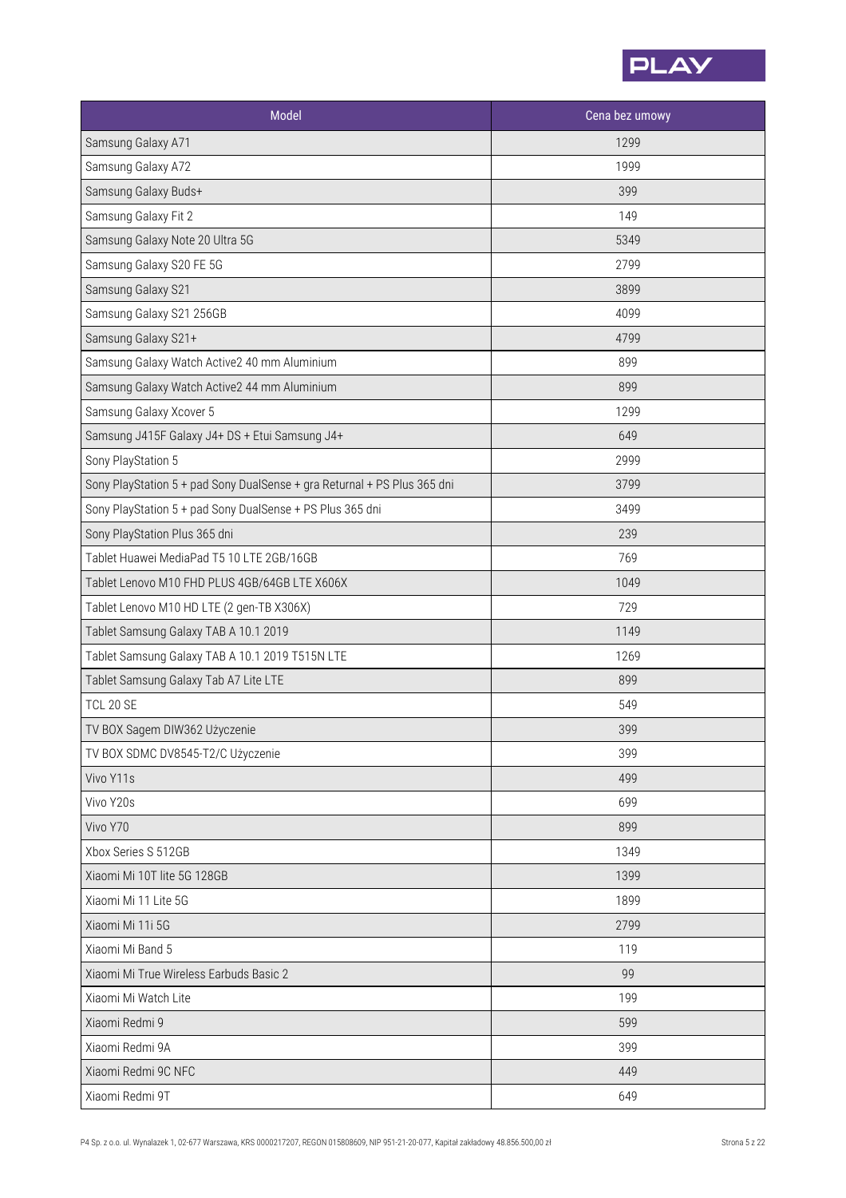| Model | Cena bez umowy |
|---|---|
| Samsung Galaxy A71 | 1299 |
| Samsung Galaxy A72 | 1999 |
| Samsung Galaxy Buds+ | 399 |
| Samsung Galaxy Fit 2 | 149 |
| Samsung Galaxy Note 20 Ultra 5G | 5349 |
| Samsung Galaxy S20 FE 5G | 2799 |
| Samsung Galaxy S21 | 3899 |
| Samsung Galaxy S21 256GB | 4099 |
| Samsung Galaxy S21+ | 4799 |
| Samsung Galaxy Watch Active2 40 mm Aluminium | 899 |
| Samsung Galaxy Watch Active2 44 mm Aluminium | 899 |
| Samsung Galaxy Xcover 5 | 1299 |
| Samsung J415F Galaxy J4+ DS + Etui Samsung J4+ | 649 |
| Sony PlayStation 5 | 2999 |
| Sony PlayStation 5 + pad Sony DualSense + gra Returnal + PS Plus 365 dni | 3799 |
| Sony PlayStation 5 + pad Sony DualSense + PS Plus 365 dni | 3499 |
| Sony PlayStation Plus 365 dni | 239 |
| Tablet Huawei MediaPad T5 10 LTE 2GB/16GB | 769 |
| Tablet Lenovo M10 FHD PLUS 4GB/64GB LTE X606X | 1049 |
| Tablet Lenovo M10 HD LTE (2 gen-TB X306X) | 729 |
| Tablet Samsung Galaxy TAB A 10.1 2019 | 1149 |
| Tablet Samsung Galaxy TAB A 10.1 2019 T515N LTE | 1269 |
| Tablet Samsung Galaxy Tab A7 Lite LTE | 899 |
| TCL 20 SE | 549 |
| TV BOX Sagem DIW362 Użyczenie | 399 |
| TV BOX SDMC DV8545-T2/C Użyczenie | 399 |
| Vivo Y11s | 499 |
| Vivo Y20s | 699 |
| Vivo Y70 | 899 |
| Xbox Series S 512GB | 1349 |
| Xiaomi Mi 10T lite 5G 128GB | 1399 |
| Xiaomi Mi 11 Lite 5G | 1899 |
| Xiaomi Mi 11i 5G | 2799 |
| Xiaomi Mi Band 5 | 119 |
| Xiaomi Mi True Wireless Earbuds Basic 2 | 99 |
| Xiaomi Mi Watch Lite | 199 |
| Xiaomi Redmi 9 | 599 |
| Xiaomi Redmi 9A | 399 |
| Xiaomi Redmi 9C NFC | 449 |
| Xiaomi Redmi 9T | 649 |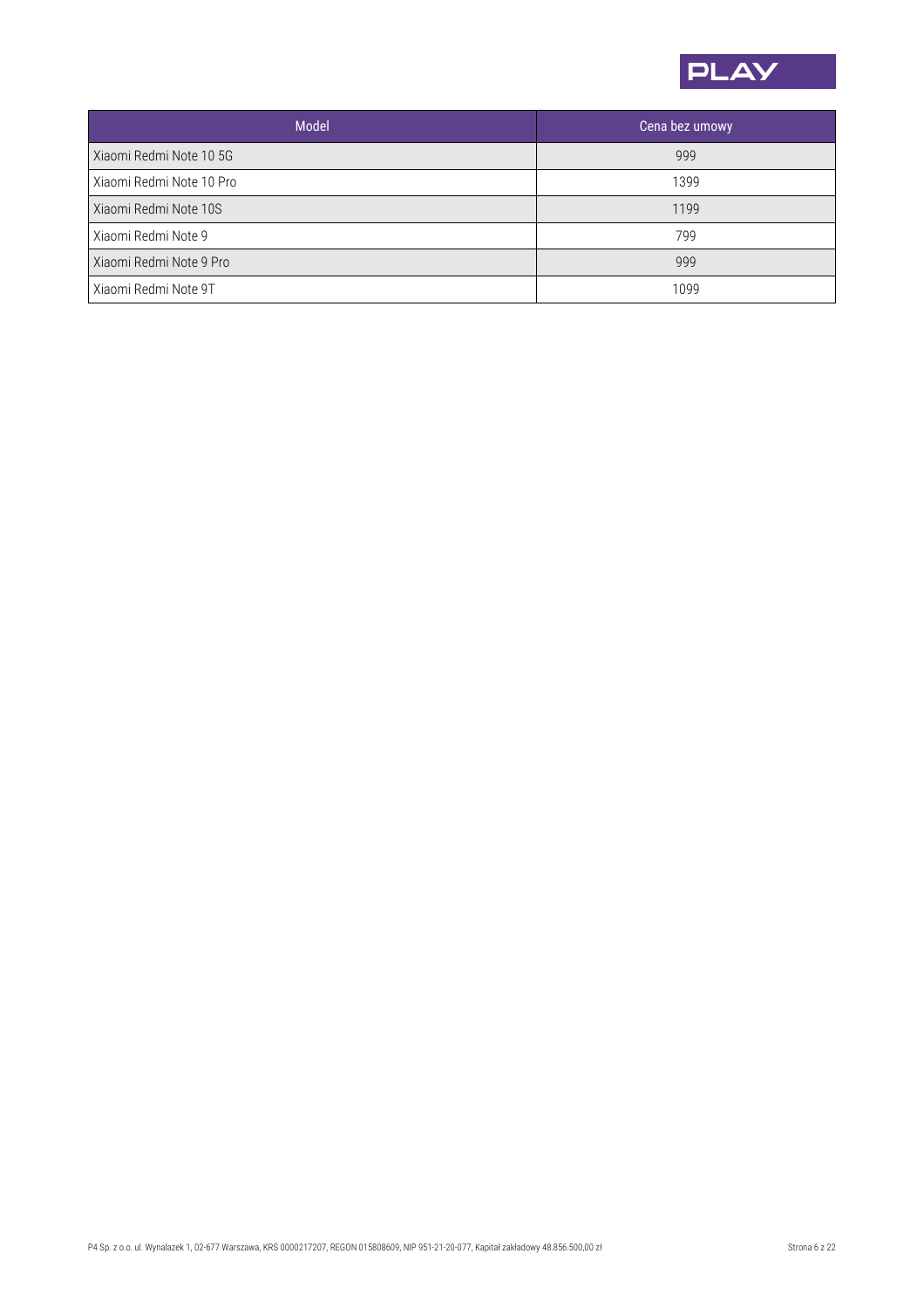| Model | Cena bez umowy |
| --- | --- |
| Xiaomi Redmi Note 10 5G | 999 |
| Xiaomi Redmi Note 10 Pro | 1399 |
| Xiaomi Redmi Note 10S | 1199 |
| Xiaomi Redmi Note 9 | 799 |
| Xiaomi Redmi Note 9 Pro | 999 |
| Xiaomi Redmi Note 9T | 1099 |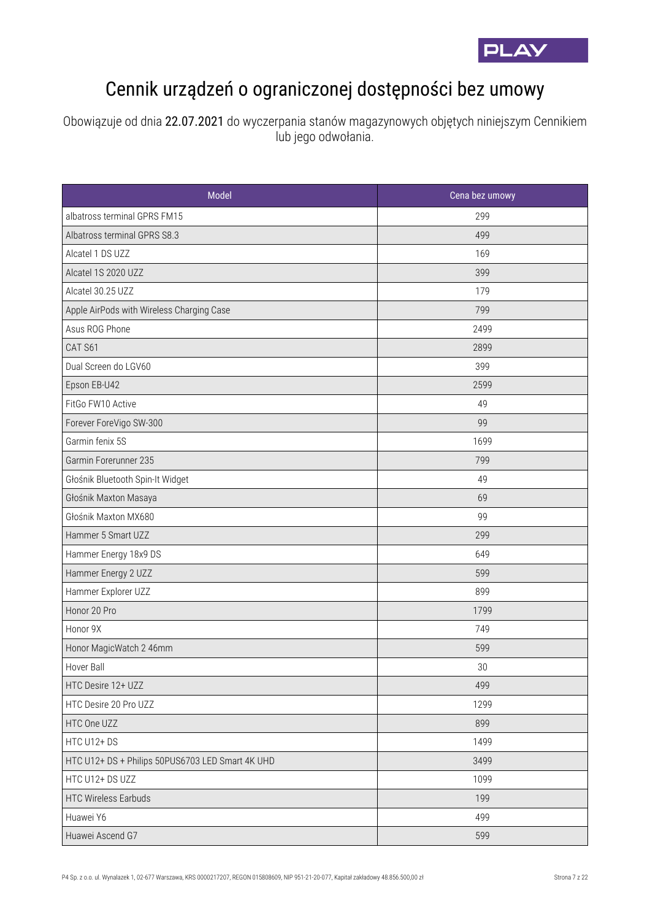# Cennik urządzeń o ograniczonej dostępności bez umowy

Obowiązuje od dnia 22.07.2021 do wyczerpania stanów magazynowych objętych niniejszym Cennikiem lub jego odwołania.

| Model | Cena bez umowy |
|---|---|
| albatross terminal GPRS FM15 | 299 |
| Albatross terminal GPRS S8.3 | 499 |
| Alcatel 1 DS UZZ | 169 |
| Alcatel 1S 2020 UZZ | 399 |
| Alcatel 30.25 UZZ | 179 |
| Apple AirPods with Wireless Charging Case | 799 |
| Asus ROG Phone | 2499 |
| CAT S61 | 2899 |
| Dual Screen do LGV60 | 399 |
| Epson EB-U42 | 2599 |
| FitGo FW10 Active | 49 |
| Forever ForeVigo SW-300 | 99 |
| Garmin fenix 5S | 1699 |
| Garmin Forerunner 235 | 799 |
| Głośnik Bluetooth Spin-It Widget | 49 |
| Głośnik Maxton Masaya | 69 |
| Głośnik Maxton MX680 | 99 |
| Hammer 5 Smart UZZ | 299 |
| Hammer Energy 18x9 DS | 649 |
| Hammer Energy 2 UZZ | 599 |
| Hammer Explorer UZZ | 899 |
| Honor 20 Pro | 1799 |
| Honor 9X | 749 |
| Honor MagicWatch 2 46mm | 599 |
| Hover Ball | 30 |
| HTC Desire 12+ UZZ | 499 |
| HTC Desire 20 Pro UZZ | 1299 |
| HTC One UZZ | 899 |
| HTC U12+ DS | 1499 |
| HTC U12+ DS + Philips 50PUS6703 LED Smart 4K UHD | 3499 |
| HTC U12+ DS UZZ | 1099 |
| HTC Wireless Earbuds | 199 |
| Huawei Y6 | 499 |
| Huawei Ascend G7 | 599 |

P4 Sp. z o.o. ul. Wynalazek 1, 02-677 Warszawa, KRS 0000217207, REGON 015808609, NIP 951-21-20-077, Kapitał zakładowy 48.856.500,00 zł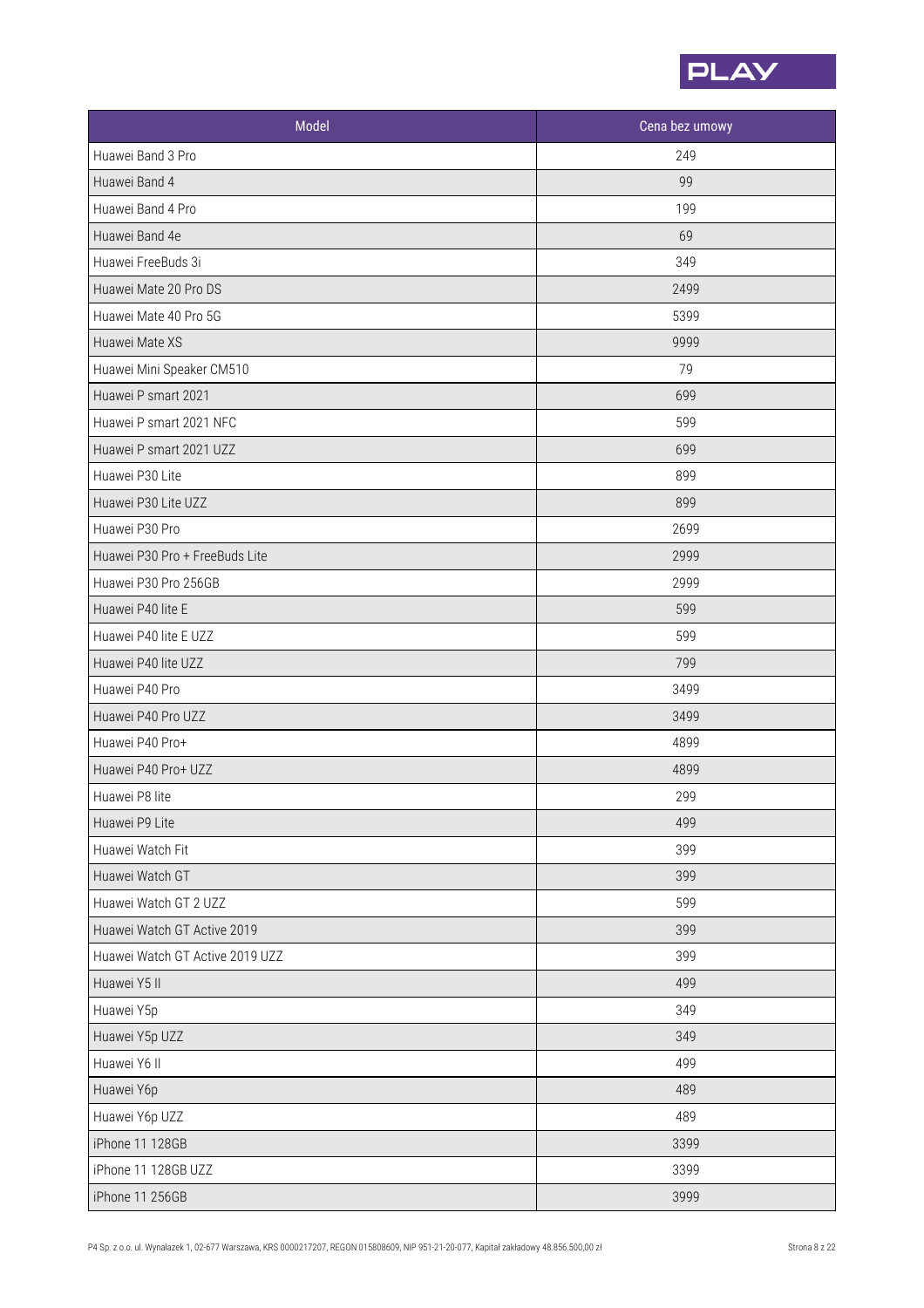| Model | Cena bez umowy |
| --- | --- |
| Huawei Band 3 Pro | 249 |
| Huawei Band 4 | 99 |
| Huawei Band 4 Pro | 199 |
| Huawei Band 4e | 69 |
| Huawei FreeBuds 3i | 349 |
| Huawei Mate 20 Pro DS | 2499 |
| Huawei Mate 40 Pro 5G | 5399 |
| Huawei Mate XS | 9999 |
| Huawei Mini Speaker CM510 | 79 |
| Huawei P smart 2021 | 699 |
| Huawei P smart 2021 NFC | 599 |
| Huawei P smart 2021 UZZ | 699 |
| Huawei P30 Lite | 899 |
| Huawei P30 Lite UZZ | 899 |
| Huawei P30 Pro | 2699 |
| Huawei P30 Pro + FreeBuds Lite | 2999 |
| Huawei P30 Pro 256GB | 2999 |
| Huawei P40 lite E | 599 |
| Huawei P40 lite E UZZ | 599 |
| Huawei P40 lite UZZ | 799 |
| Huawei P40 Pro | 3499 |
| Huawei P40 Pro UZZ | 3499 |
| Huawei P40 Pro+ | 4899 |
| Huawei P40 Pro+ UZZ | 4899 |
| Huawei P8 lite | 299 |
| Huawei P9 Lite | 499 |
| Huawei Watch Fit | 399 |
| Huawei Watch GT | 399 |
| Huawei Watch GT 2 UZZ | 599 |
| Huawei Watch GT Active 2019 | 399 |
| Huawei Watch GT Active 2019 UZZ | 399 |
| Huawei Y5 II | 499 |
| Huawei Y5p | 349 |
| Huawei Y5p UZZ | 349 |
| Huawei Y6 II | 499 |
| Huawei Y6p | 489 |
| Huawei Y6p UZZ | 489 |
| iPhone 11 128GB | 3399 |
| iPhone 11 128GB UZZ | 3399 |
| iPhone 11 256GB | 3999 |

P4 Sp. z o.o. ul. Wynalazek 1, 02-677 Warszawa, KRS 0000217207, REGON 015808609, NIP 951-21-20-077, Kapitał zakładowy 48.856.500,00 zł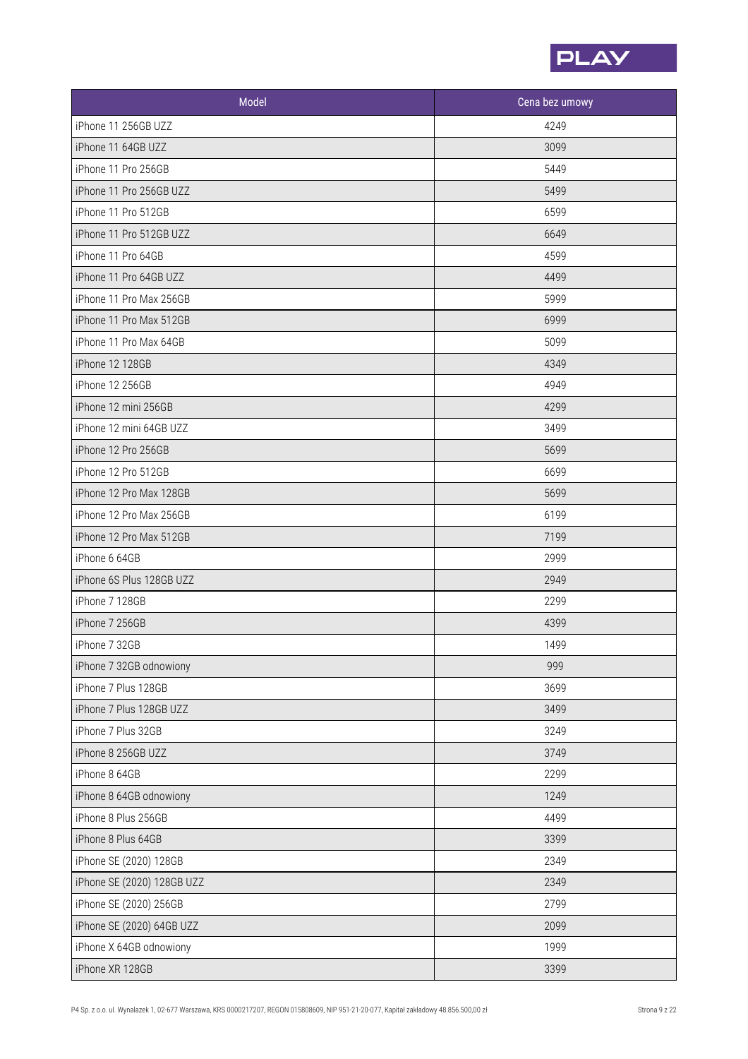| Model | Cena bez umowy |
|---|---|
| iPhone 11 256GB UZZ | 4249 |
| iPhone 11 64GB UZZ | 3099 |
| iPhone 11 Pro 256GB | 5449 |
| iPhone 11 Pro 256GB UZZ | 5499 |
| iPhone 11 Pro 512GB | 6599 |
| iPhone 11 Pro 512GB UZZ | 6649 |
| iPhone 11 Pro 64GB | 4599 |
| iPhone 11 Pro 64GB UZZ | 4499 |
| iPhone 11 Pro Max 256GB | 5999 |
| iPhone 11 Pro Max 512GB | 6999 |
| iPhone 11 Pro Max 64GB | 5099 |
| iPhone 12 128GB | 4349 |
| iPhone 12 256GB | 4949 |
| iPhone 12 mini 256GB | 4299 |
| iPhone 12 mini 64GB UZZ | 3499 |
| iPhone 12 Pro 256GB | 5699 |
| iPhone 12 Pro 512GB | 6699 |
| iPhone 12 Pro Max 128GB | 5699 |
| iPhone 12 Pro Max 256GB | 6199 |
| iPhone 12 Pro Max 512GB | 7199 |
| iPhone 6 64GB | 2999 |
| iPhone 6S Plus 128GB UZZ | 2949 |
| iPhone 7 128GB | 2299 |
| iPhone 7 256GB | 4399 |
| iPhone 7 32GB | 1499 |
| iPhone 7 32GB odnowiony | 999 |
| iPhone 7 Plus 128GB | 3699 |
| iPhone 7 Plus 128GB UZZ | 3499 |
| iPhone 7 Plus 32GB | 3249 |
| iPhone 8 256GB UZZ | 3749 |
| iPhone 8 64GB | 2299 |
| iPhone 8 64GB odnowiony | 1249 |
| iPhone 8 Plus 256GB | 4499 |
| iPhone 8 Plus 64GB | 3399 |
| iPhone SE (2020) 128GB | 2349 |
| iPhone SE (2020) 128GB UZZ | 2349 |
| iPhone SE (2020) 256GB | 2799 |
| iPhone SE (2020) 64GB UZZ | 2099 |
| iPhone X 64GB odnowiony | 1999 |
| iPhone XR 128GB | 3399 |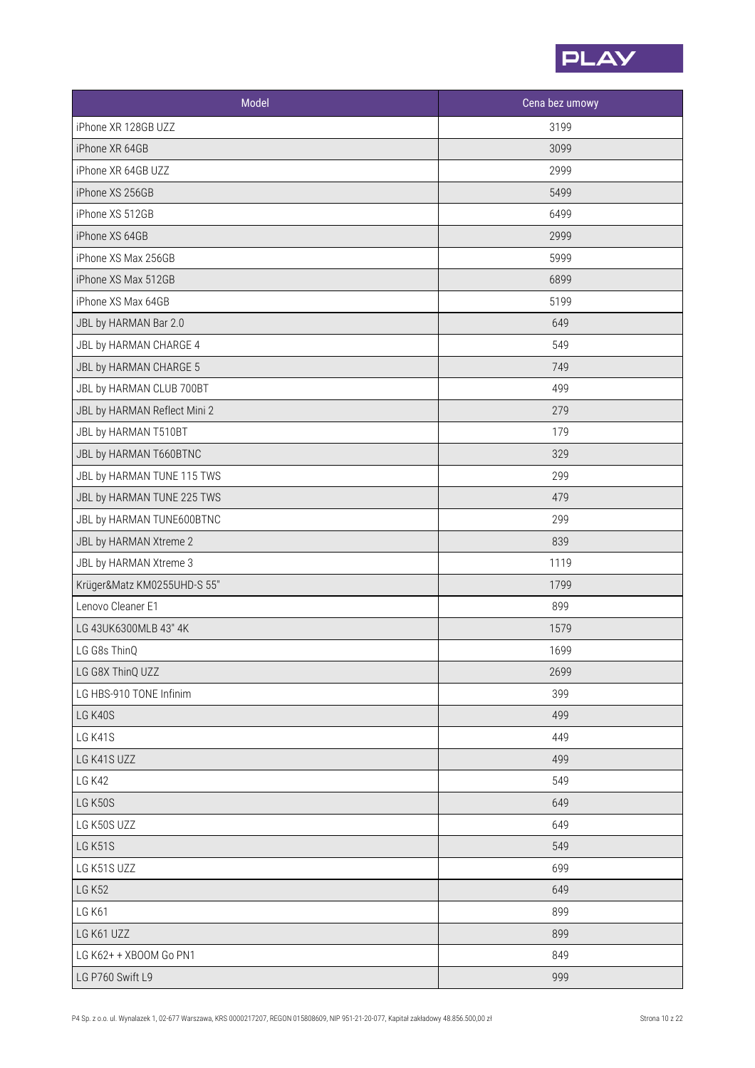| Model | Cena bez umowy |
|---|---|
| iPhone XR 128GB UZZ | 3199 |
| iPhone XR 64GB | 3099 |
| iPhone XR 64GB UZZ | 2999 |
| iPhone XS 256GB | 5499 |
| iPhone XS 512GB | 6499 |
| iPhone XS 64GB | 2999 |
| iPhone XS Max 256GB | 5999 |
| iPhone XS Max 512GB | 6899 |
| iPhone XS Max 64GB | 5199 |
| JBL by HARMAN Bar 2.0 | 649 |
| JBL by HARMAN CHARGE 4 | 549 |
| JBL by HARMAN CHARGE 5 | 749 |
| JBL by HARMAN CLUB 700BT | 499 |
| JBL by HARMAN Reflect Mini 2 | 279 |
| JBL by HARMAN T510BT | 179 |
| JBL by HARMAN T660BTNC | 329 |
| JBL by HARMAN TUNE 115 TWS | 299 |
| JBL by HARMAN TUNE 225 TWS | 479 |
| JBL by HARMAN TUNE600BTNC | 299 |
| JBL by HARMAN Xtreme 2 | 839 |
| JBL by HARMAN Xtreme 3 | 1119 |
| Krüger&Matz KM0255UHD-S 55" | 1799 |
| Lenovo Cleaner E1 | 899 |
| LG 43UK6300MLB 43" 4K | 1579 |
| LG G8s ThinQ | 1699 |
| LG G8X ThinQ UZZ | 2699 |
| LG HBS-910 TONE Infinim | 399 |
| LG K40S | 499 |
| LG K41S | 449 |
| LG K41S UZZ | 499 |
| LG K42 | 549 |
| LG K50S | 649 |
| LG K50S UZZ | 649 |
| LG K51S | 549 |
| LG K51S UZZ | 699 |
| LG K52 | 649 |
| LG K61 | 899 |
| LG K61 UZZ | 899 |
| LG K62+ + XBOOM Go PN1 | 849 |
| LG P760 Swift L9 | 999 |

P4 Sp. z o.o. ul. Wynalazek 1, 02-677 Warszawa, KRS 0000217207, REGON 015808609, NIP 951-21-20-077, Kapitał zakładowy 48.856.500,00 zł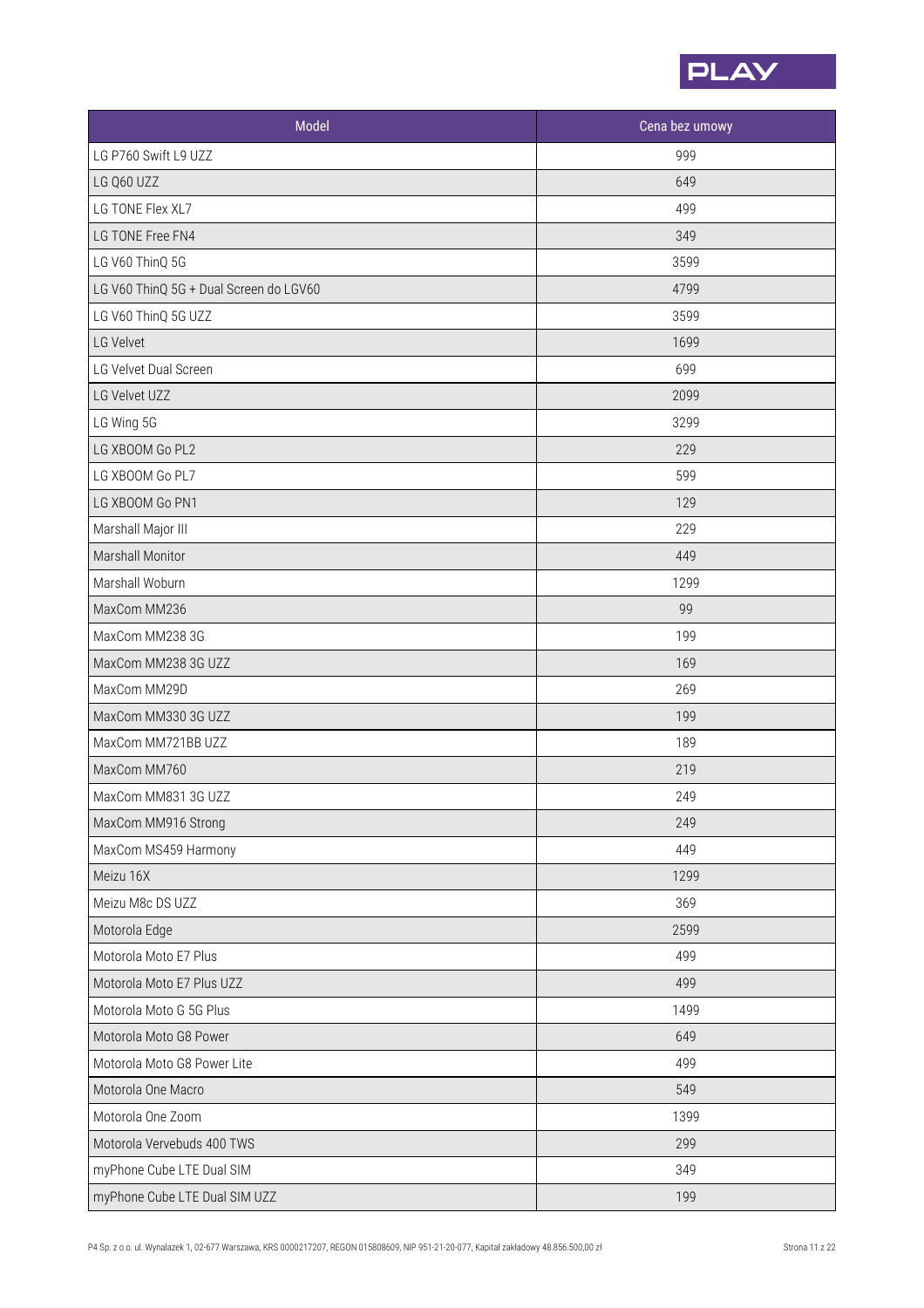| Model | Cena bez umowy |
|---|---|
| LG P760 Swift L9 UZZ | 999 |
| LG Q60 UZZ | 649 |
| LG TONE Flex XL7 | 499 |
| LG TONE Free FN4 | 349 |
| LG V60 ThinQ 5G | 3599 |
| LG V60 ThinQ 5G + Dual Screen do LGV60 | 4799 |
| LG V60 ThinQ 5G UZZ | 3599 |
| LG Velvet | 1699 |
| LG Velvet Dual Screen | 699 |
| LG Velvet UZZ | 2099 |
| LG Wing 5G | 3299 |
| LG XBOOM Go PL2 | 229 |
| LG XBOOM Go PL7 | 599 |
| LG XBOOM Go PN1 | 129 |
| Marshall Major III | 229 |
| Marshall Monitor | 449 |
| Marshall Woburn | 1299 |
| MaxCom MM236 | 99 |
| MaxCom MM238 3G | 199 |
| MaxCom MM238 3G UZZ | 169 |
| MaxCom MM29D | 269 |
| MaxCom MM330 3G UZZ | 199 |
| MaxCom MM721BB UZZ | 189 |
| MaxCom MM760 | 219 |
| MaxCom MM831 3G UZZ | 249 |
| MaxCom MM916 Strong | 249 |
| MaxCom MS459 Harmony | 449 |
| Meizu 16X | 1299 |
| Meizu M8c DS UZZ | 369 |
| Motorola Edge | 2599 |
| Motorola Moto E7 Plus | 499 |
| Motorola Moto E7 Plus UZZ | 499 |
| Motorola Moto G 5G Plus | 1499 |
| Motorola Moto G8 Power | 649 |
| Motorola Moto G8 Power Lite | 499 |
| Motorola One Macro | 549 |
| Motorola One Zoom | 1399 |
| Motorola Vervebuds 400 TWS | 299 |
| myPhone Cube LTE Dual SIM | 349 |
| myPhone Cube LTE Dual SIM UZZ | 199 |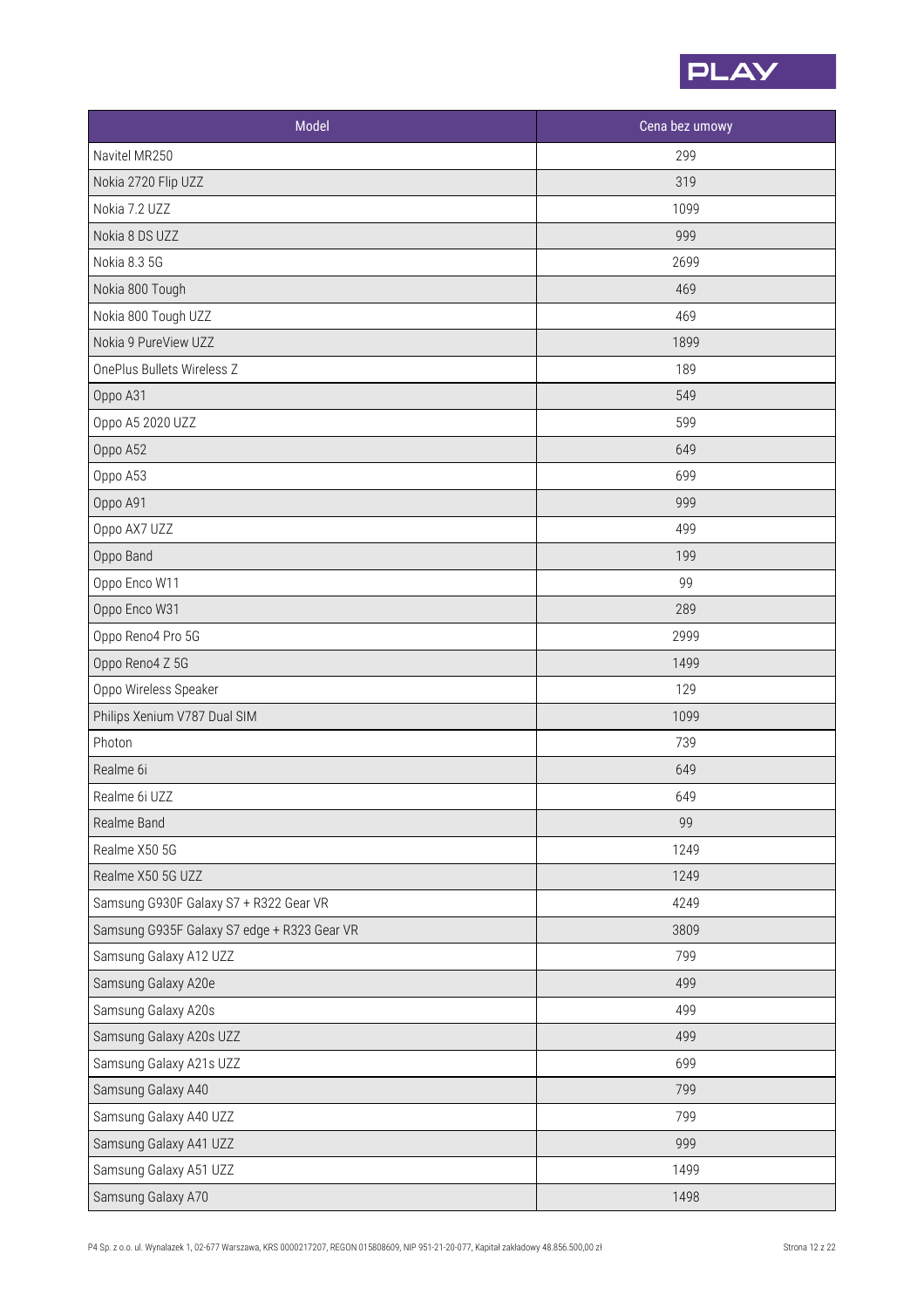| Model | Cena bez umowy |
|---|---|
| Navitel MR250 | 299 |
| Nokia 2720 Flip UZZ | 319 |
| Nokia 7.2 UZZ | 1099 |
| Nokia 8 DS UZZ | 999 |
| Nokia 8.3 5G | 2699 |
| Nokia 800 Tough | 469 |
| Nokia 800 Tough UZZ | 469 |
| Nokia 9 PureView UZZ | 1899 |
| OnePlus Bullets Wireless Z | 189 |
| Oppo A31 | 549 |
| Oppo A5 2020 UZZ | 599 |
| Oppo A52 | 649 |
| Oppo A53 | 699 |
| Oppo A91 | 999 |
| Oppo AX7 UZZ | 499 |
| Oppo Band | 199 |
| Oppo Enco W11 | 99 |
| Oppo Enco W31 | 289 |
| Oppo Reno4 Pro 5G | 2999 |
| Oppo Reno4 Z 5G | 1499 |
| Oppo Wireless Speaker | 129 |
| Philips Xenium V787 Dual SIM | 1099 |
| Photon | 739 |
| Realme 6i | 649 |
| Realme 6i UZZ | 649 |
| Realme Band | 99 |
| Realme X50 5G | 1249 |
| Realme X50 5G UZZ | 1249 |
| Samsung G930F Galaxy S7 + R322 Gear VR | 4249 |
| Samsung G935F Galaxy S7 edge + R323 Gear VR | 3809 |
| Samsung Galaxy A12 UZZ | 799 |
| Samsung Galaxy A20e | 499 |
| Samsung Galaxy A20s | 499 |
| Samsung Galaxy A20s UZZ | 499 |
| Samsung Galaxy A21s UZZ | 699 |
| Samsung Galaxy A40 | 799 |
| Samsung Galaxy A40 UZZ | 799 |
| Samsung Galaxy A41 UZZ | 999 |
| Samsung Galaxy A51 UZZ | 1499 |
| Samsung Galaxy A70 | 1498 |

P4 Sp. z o.o. ul. Wynalazek 1, 02-677 Warszawa, KRS 0000217207, REGON 015808609, NIP 951-21-20-077, Kapitał zakładowy 48.856.500,00 zł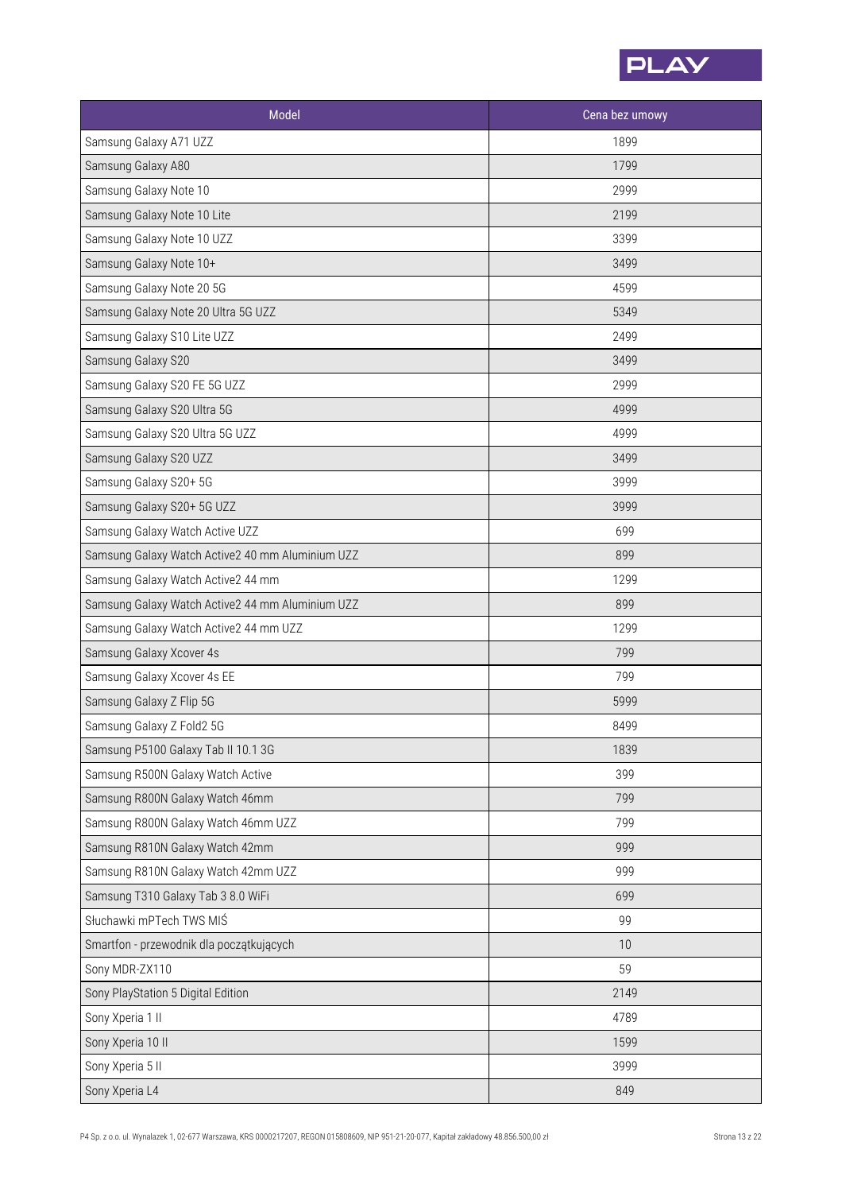| Model | Cena bez umowy |
|---|---|
| Samsung Galaxy A71 UZZ | 1899 |
| Samsung Galaxy A80 | 1799 |
| Samsung Galaxy Note 10 | 2999 |
| Samsung Galaxy Note 10 Lite | 2199 |
| Samsung Galaxy Note 10 UZZ | 3399 |
| Samsung Galaxy Note 10+ | 3499 |
| Samsung Galaxy Note 20 5G | 4599 |
| Samsung Galaxy Note 20 Ultra 5G UZZ | 5349 |
| Samsung Galaxy S10 Lite UZZ | 2499 |
| Samsung Galaxy S20 | 3499 |
| Samsung Galaxy S20 FE 5G UZZ | 2999 |
| Samsung Galaxy S20 Ultra 5G | 4999 |
| Samsung Galaxy S20 Ultra 5G UZZ | 4999 |
| Samsung Galaxy S20 UZZ | 3499 |
| Samsung Galaxy S20+ 5G | 3999 |
| Samsung Galaxy S20+ 5G UZZ | 3999 |
| Samsung Galaxy Watch Active UZZ | 699 |
| Samsung Galaxy Watch Active2 40 mm Aluminium UZZ | 899 |
| Samsung Galaxy Watch Active2 44 mm | 1299 |
| Samsung Galaxy Watch Active2 44 mm Aluminium UZZ | 899 |
| Samsung Galaxy Watch Active2 44 mm UZZ | 1299 |
| Samsung Galaxy Xcover 4s | 799 |
| Samsung Galaxy Xcover 4s EE | 799 |
| Samsung Galaxy Z Flip 5G | 5999 |
| Samsung Galaxy Z Fold2 5G | 8499 |
| Samsung P5100 Galaxy Tab II 10.1 3G | 1839 |
| Samsung R500N Galaxy Watch Active | 399 |
| Samsung R800N Galaxy Watch 46mm | 799 |
| Samsung R800N Galaxy Watch 46mm UZZ | 799 |
| Samsung R810N Galaxy Watch 42mm | 999 |
| Samsung R810N Galaxy Watch 42mm UZZ | 999 |
| Samsung T310 Galaxy Tab 3 8.0 WiFi | 699 |
| Słuchawki mPTech TWS MIŚ | 99 |
| Smartfon - przewodnik dla początkujących | 10 |
| Sony MDR-ZX110 | 59 |
| Sony PlayStation 5 Digital Edition | 2149 |
| Sony Xperia 1 II | 4789 |
| Sony Xperia 10 II | 1599 |
| Sony Xperia 5 II | 3999 |
| Sony Xperia L4 | 849 |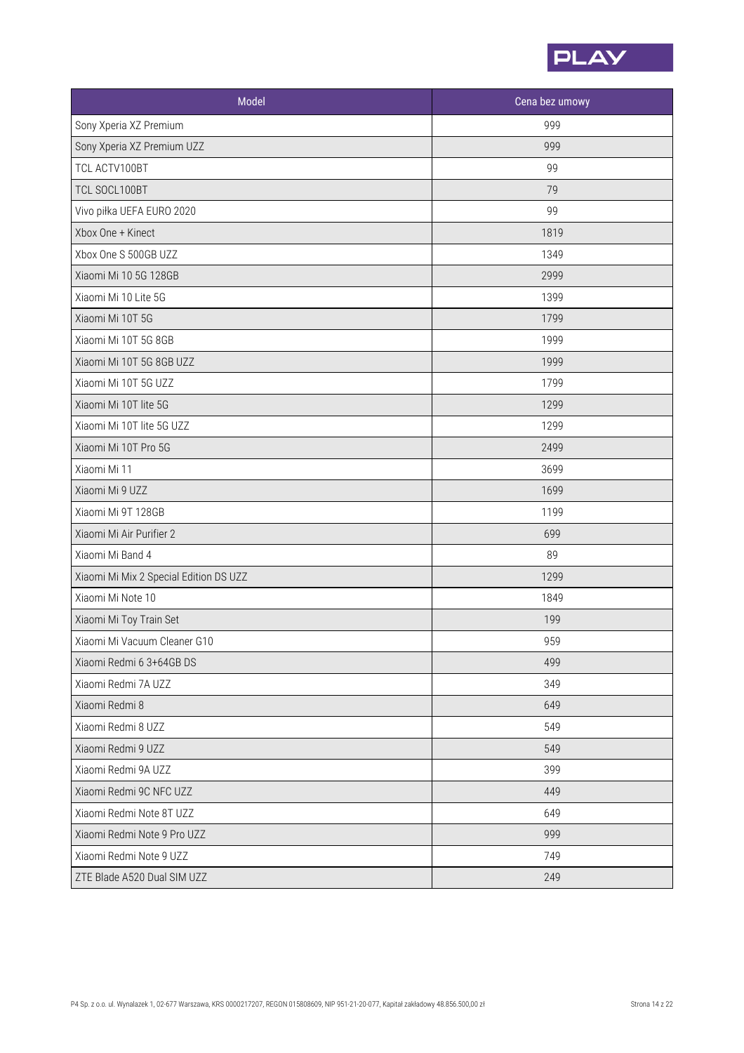| Model | Cena bez umowy |
|---|---|
| Sony Xperia XZ Premium | 999 |
| Sony Xperia XZ Premium UZZ | 999 |
| TCL ACTV100BT | 99 |
| TCL SOCL100BT | 79 |
| Vivo piłka UEFA EURO 2020 | 99 |
| Xbox One + Kinect | 1819 |
| Xbox One S 500GB UZZ | 1349 |
| Xiaomi Mi 10 5G 128GB | 2999 |
| Xiaomi Mi 10 Lite 5G | 1399 |
| Xiaomi Mi 10T 5G | 1799 |
| Xiaomi Mi 10T 5G 8GB | 1999 |
| Xiaomi Mi 10T 5G 8GB UZZ | 1999 |
| Xiaomi Mi 10T 5G UZZ | 1799 |
| Xiaomi Mi 10T lite 5G | 1299 |
| Xiaomi Mi 10T lite 5G UZZ | 1299 |
| Xiaomi Mi 10T Pro 5G | 2499 |
| Xiaomi Mi 11 | 3699 |
| Xiaomi Mi 9 UZZ | 1699 |
| Xiaomi Mi 9T 128GB | 1199 |
| Xiaomi Mi Air Purifier 2 | 699 |
| Xiaomi Mi Band 4 | 89 |
| Xiaomi Mi Mix 2 Special Edition DS UZZ | 1299 |
| Xiaomi Mi Note 10 | 1849 |
| Xiaomi Mi Toy Train Set | 199 |
| Xiaomi Mi Vacuum Cleaner G10 | 959 |
| Xiaomi Redmi 6 3+64GB DS | 499 |
| Xiaomi Redmi 7A UZZ | 349 |
| Xiaomi Redmi 8 | 649 |
| Xiaomi Redmi 8 UZZ | 549 |
| Xiaomi Redmi 9 UZZ | 549 |
| Xiaomi Redmi 9A UZZ | 399 |
| Xiaomi Redmi 9C NFC UZZ | 449 |
| Xiaomi Redmi Note 8T UZZ | 649 |
| Xiaomi Redmi Note 9 Pro UZZ | 999 |
| Xiaomi Redmi Note 9 UZZ | 749 |
| ZTE Blade A520 Dual SIM UZZ | 249 |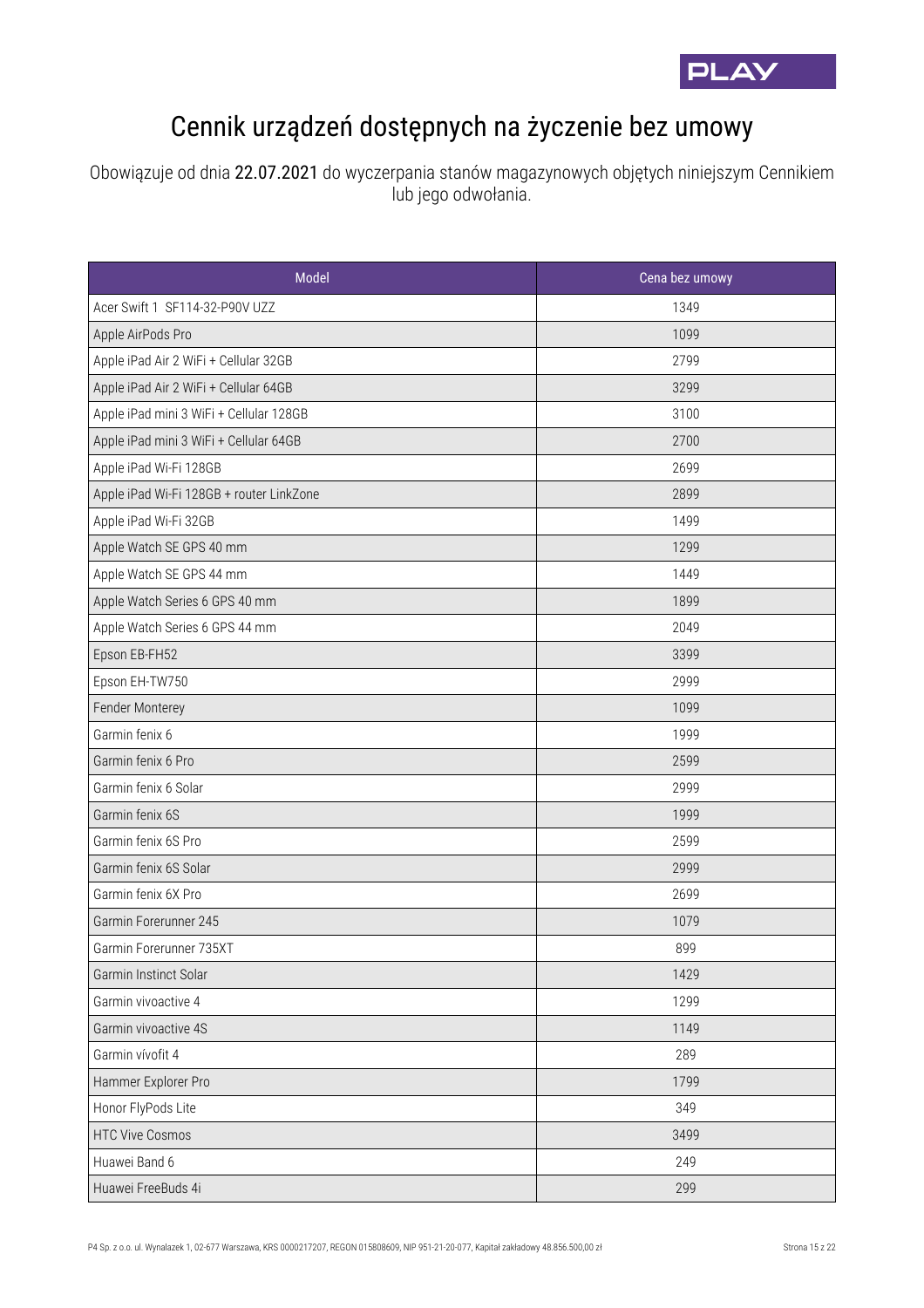# Cennik urządzeń dostępnych na życzenie bez umowy

Obowiązuje od dnia 22.07.2021 do wyczerpania stanów magazynowych objętych niniejszym Cennikiem lub jego odwołania.

| Model | Cena bez umowy |
|---|---|
| Acer Swift 1 SF114-32-P90V UZZ | 1349 |
| Apple AirPods Pro | 1099 |
| Apple iPad Air 2 WiFi + Cellular 32GB | 2799 |
| Apple iPad Air 2 WiFi + Cellular 64GB | 3299 |
| Apple iPad mini 3 WiFi + Cellular 128GB | 3100 |
| Apple iPad mini 3 WiFi + Cellular 64GB | 2700 |
| Apple iPad Wi-Fi 128GB | 2699 |
| Apple iPad Wi-Fi 128GB + router LinkZone | 2899 |
| Apple iPad Wi-Fi 32GB | 1499 |
| Apple Watch SE GPS 40 mm | 1299 |
| Apple Watch SE GPS 44 mm | 1449 |
| Apple Watch Series 6 GPS 40 mm | 1899 |
| Apple Watch Series 6 GPS 44 mm | 2049 |
| Epson EB-FH52 | 3399 |
| Epson EH-TW750 | 2999 |
| Fender Monterey | 1099 |
| Garmin fenix 6 | 1999 |
| Garmin fenix 6 Pro | 2599 |
| Garmin fenix 6 Solar | 2999 |
| Garmin fenix 6S | 1999 |
| Garmin fenix 6S Pro | 2599 |
| Garmin fenix 6S Solar | 2999 |
| Garmin fenix 6X Pro | 2699 |
| Garmin Forerunner 245 | 1079 |
| Garmin Forerunner 735XT | 899 |
| Garmin Instinct Solar | 1429 |
| Garmin vivoactive 4 | 1299 |
| Garmin vivoactive 4S | 1149 |
| Garmin vívofit 4 | 289 |
| Hammer Explorer Pro | 1799 |
| Honor FlyPods Lite | 349 |
| HTC Vive Cosmos | 3499 |
| Huawei Band 6 | 249 |
| Huawei FreeBuds 4i | 299 |

P4 Sp. z o.o. ul. Wynalazek 1, 02-677 Warszawa, KRS 0000217207, REGON 015808609, NIP 951-21-20-077, Kapitał zakładowy 48.856.500,00 zł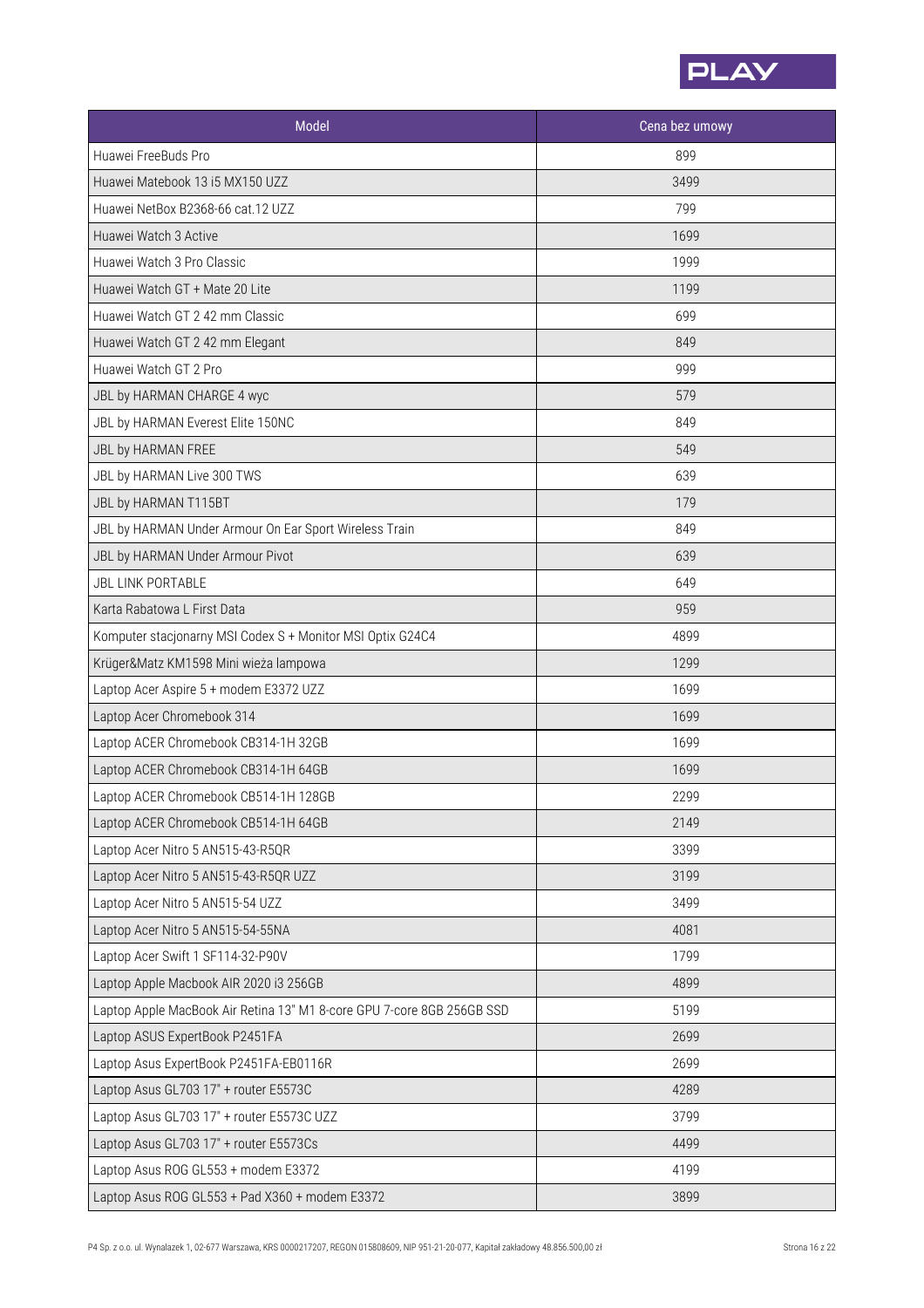| Model | Cena bez umowy |
| --- | --- |
| Huawei FreeBuds Pro | 899 |
| Huawei Matebook 13 i5 MX150 UZZ | 3499 |
| Huawei NetBox B2368-66 cat.12 UZZ | 799 |
| Huawei Watch 3 Active | 1699 |
| Huawei Watch 3 Pro Classic | 1999 |
| Huawei Watch GT + Mate 20 Lite | 1199 |
| Huawei Watch GT 2 42 mm Classic | 699 |
| Huawei Watch GT 2 42 mm Elegant | 849 |
| Huawei Watch GT 2 Pro | 999 |
| JBL by HARMAN CHARGE 4 wyc | 579 |
| JBL by HARMAN Everest Elite 150NC | 849 |
| JBL by HARMAN FREE | 549 |
| JBL by HARMAN Live 300 TWS | 639 |
| JBL by HARMAN T115BT | 179 |
| JBL by HARMAN Under Armour On Ear Sport Wireless Train | 849 |
| JBL by HARMAN Under Armour Pivot | 639 |
| JBL LINK PORTABLE | 649 |
| Karta Rabatowa L First Data | 959 |
| Komputer stacjonarny MSI Codex S + Monitor MSI Optix G24C4 | 4899 |
| Krüger&Matz KM1598 Mini wieża lampowa | 1299 |
| Laptop Acer Aspire 5 + modem E3372 UZZ | 1699 |
| Laptop Acer Chromebook 314 | 1699 |
| Laptop ACER Chromebook CB314-1H 32GB | 1699 |
| Laptop ACER Chromebook CB314-1H 64GB | 1699 |
| Laptop ACER Chromebook CB514-1H 128GB | 2299 |
| Laptop ACER Chromebook CB514-1H 64GB | 2149 |
| Laptop Acer Nitro 5 AN515-43-R5QR | 3399 |
| Laptop Acer Nitro 5 AN515-43-R5QR UZZ | 3199 |
| Laptop Acer Nitro 5 AN515-54 UZZ | 3499 |
| Laptop Acer Nitro 5 AN515-54-55NA | 4081 |
| Laptop Acer Swift 1 SF114-32-P90V | 1799 |
| Laptop Apple Macbook AIR 2020 i3 256GB | 4899 |
| Laptop Apple MacBook Air Retina 13" M1 8-core GPU 7-core 8GB 256GB SSD | 5199 |
| Laptop ASUS ExpertBook P2451FA | 2699 |
| Laptop Asus ExpertBook P2451FA-EB0116R | 2699 |
| Laptop Asus GL703 17" + router E5573C | 4289 |
| Laptop Asus GL703 17" + router E5573C UZZ | 3799 |
| Laptop Asus GL703 17" + router E5573Cs | 4499 |
| Laptop Asus ROG GL553 + modem E3372 | 4199 |
| Laptop Asus ROG GL553 + Pad X360 + modem E3372 | 3899 |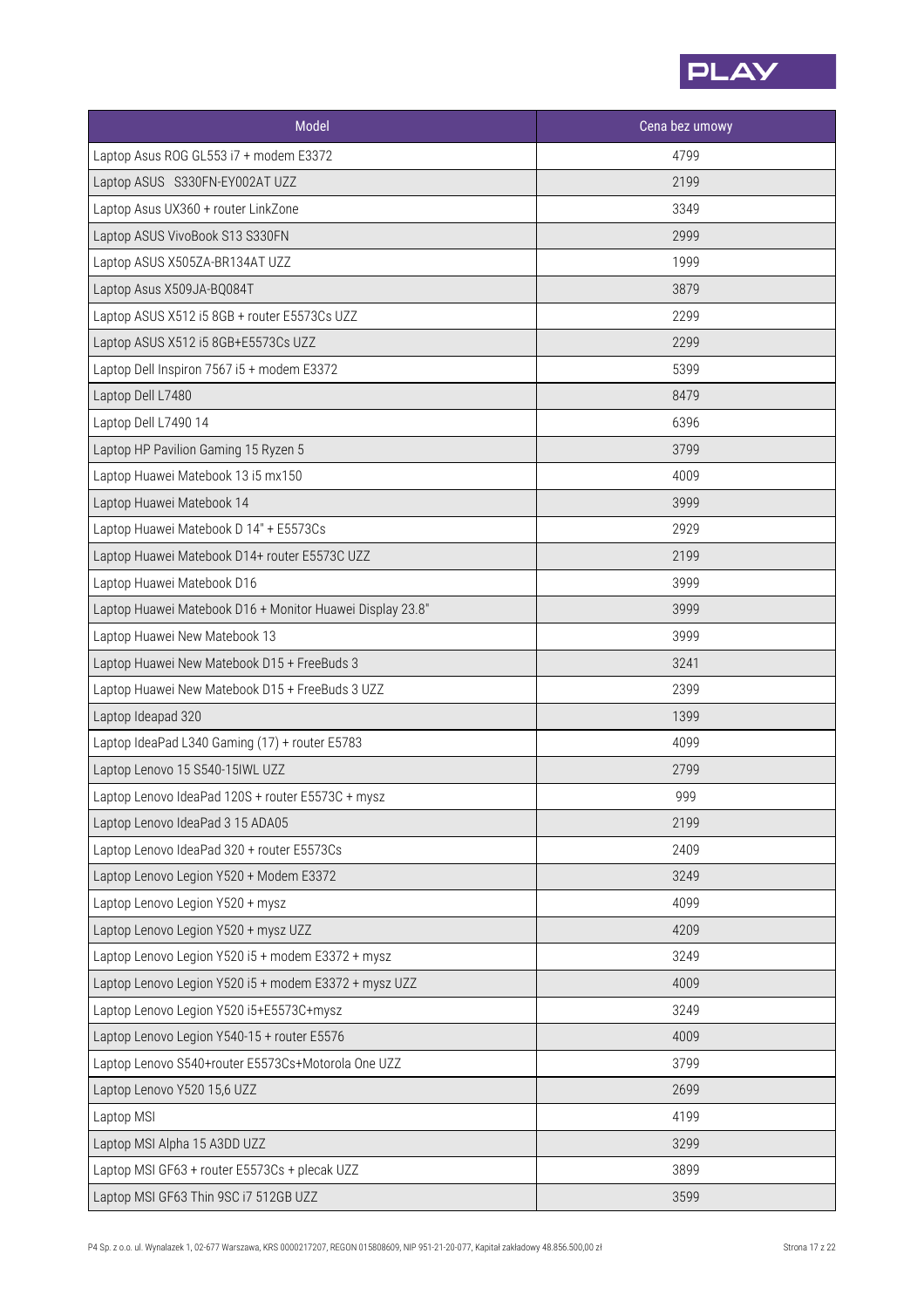| Model | Cena bez umowy |
|---|---|
| Laptop Asus ROG GL553 i7 + modem E3372 | 4799 |
| Laptop ASUS  S330FN-EY002AT UZZ | 2199 |
| Laptop Asus UX360 + router LinkZone | 3349 |
| Laptop ASUS VivoBook S13 S330FN | 2999 |
| Laptop ASUS X505ZA-BR134AT UZZ | 1999 |
| Laptop Asus X509JA-BQ084T | 3879 |
| Laptop ASUS X512 i5 8GB + router E5573Cs UZZ | 2299 |
| Laptop ASUS X512 i5 8GB+E5573Cs UZZ | 2299 |
| Laptop Dell Inspiron 7567 i5 + modem E3372 | 5399 |
| Laptop Dell L7480 | 8479 |
| Laptop Dell L7490 14 | 6396 |
| Laptop HP Pavilion Gaming 15 Ryzen 5 | 3799 |
| Laptop Huawei Matebook 13 i5 mx150 | 4009 |
| Laptop Huawei Matebook 14 | 3999 |
| Laptop Huawei Matebook D 14" + E5573Cs | 2929 |
| Laptop Huawei Matebook D14+ router E5573C UZZ | 2199 |
| Laptop Huawei Matebook D16 | 3999 |
| Laptop Huawei Matebook D16 + Monitor Huawei Display 23.8" | 3999 |
| Laptop Huawei New Matebook 13 | 3999 |
| Laptop Huawei New Matebook D15 + FreeBuds 3 | 3241 |
| Laptop Huawei New Matebook D15 + FreeBuds 3 UZZ | 2399 |
| Laptop Ideapad 320 | 1399 |
| Laptop IdeaPad L340 Gaming (17) + router E5783 | 4099 |
| Laptop Lenovo 15 S540-15IWL UZZ | 2799 |
| Laptop Lenovo IdeaPad 120S + router E5573C + mysz | 999 |
| Laptop Lenovo IdeaPad 3 15 ADA05 | 2199 |
| Laptop Lenovo IdeaPad 320 + router E5573Cs | 2409 |
| Laptop Lenovo Legion Y520 + Modem E3372 | 3249 |
| Laptop Lenovo Legion Y520 + mysz | 4099 |
| Laptop Lenovo Legion Y520 + mysz UZZ | 4209 |
| Laptop Lenovo Legion Y520 i5 + modem E3372 + mysz | 3249 |
| Laptop Lenovo Legion Y520 i5 + modem E3372 + mysz UZZ | 4009 |
| Laptop Lenovo Legion Y520 i5+E5573C+mysz | 3249 |
| Laptop Lenovo Legion Y540-15 + router E5576 | 4009 |
| Laptop Lenovo S540+router E5573Cs+Motorola One UZZ | 3799 |
| Laptop Lenovo Y520 15,6 UZZ | 2699 |
| Laptop MSI | 4199 |
| Laptop MSI Alpha 15 A3DD UZZ | 3299 |
| Laptop MSI GF63 + router E5573Cs + plecak UZZ | 3899 |
| Laptop MSI GF63 Thin 9SC i7 512GB UZZ | 3599 |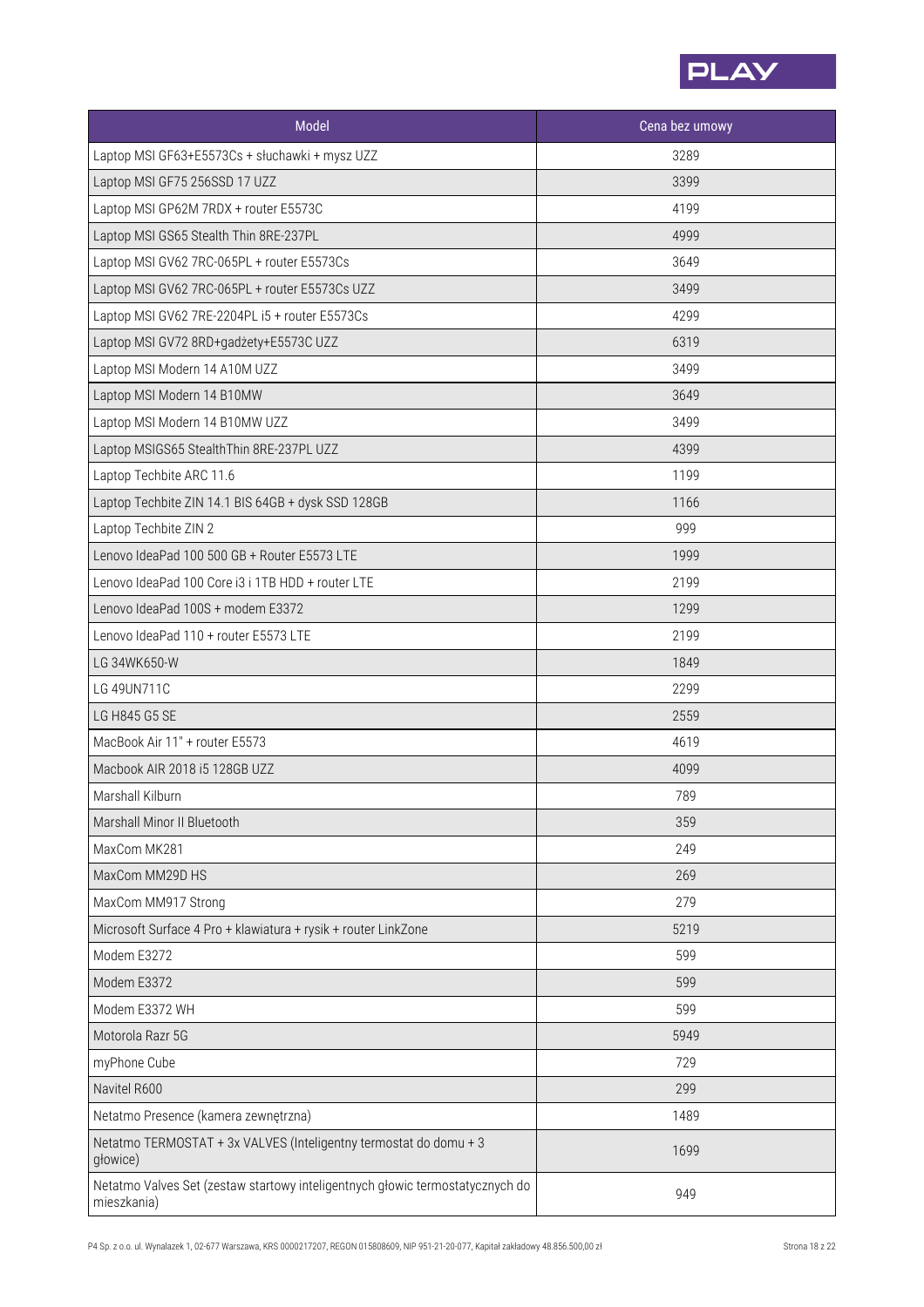| Model | Cena bez umowy |
| --- | --- |
| Laptop MSI GF63+E5573Cs + słuchawki + mysz UZZ | 3289 |
| Laptop MSI GF75 256SSD 17 UZZ | 3399 |
| Laptop MSI GP62M 7RDX + router E5573C | 4199 |
| Laptop MSI GS65 Stealth Thin 8RE-237PL | 4999 |
| Laptop MSI GV62 7RC-065PL + router E5573Cs | 3649 |
| Laptop MSI GV62 7RC-065PL + router E5573Cs UZZ | 3499 |
| Laptop MSI GV62 7RE-2204PL i5 + router E5573Cs | 4299 |
| Laptop MSI GV72 8RD+gadżety+E5573C UZZ | 6319 |
| Laptop MSI Modern 14 A10M UZZ | 3499 |
| Laptop MSI Modern 14 B10MW | 3649 |
| Laptop MSI Modern 14 B10MW UZZ | 3499 |
| Laptop MSIGS65 StealthThin 8RE-237PL UZZ | 4399 |
| Laptop Techbite ARC 11.6 | 1199 |
| Laptop Techbite ZIN 14.1 BIS 64GB + dysk SSD 128GB | 1166 |
| Laptop Techbite ZIN 2 | 999 |
| Lenovo IdeaPad 100 500 GB + Router E5573 LTE | 1999 |
| Lenovo IdeaPad 100 Core i3 i 1TB HDD + router LTE | 2199 |
| Lenovo IdeaPad 100S + modem E3372 | 1299 |
| Lenovo IdeaPad 110 + router E5573 LTE | 2199 |
| LG 34WK650-W | 1849 |
| LG 49UN711C | 2299 |
| LG H845 G5 SE | 2559 |
| MacBook Air 11" + router E5573 | 4619 |
| Macbook AIR 2018 i5 128GB UZZ | 4099 |
| Marshall Kilburn | 789 |
| Marshall Minor II Bluetooth | 359 |
| MaxCom MK281 | 249 |
| MaxCom MM29D HS | 269 |
| MaxCom MM917 Strong | 279 |
| Microsoft Surface 4 Pro + klawiatura + rysik + router LinkZone | 5219 |
| Modem E3272 | 599 |
| Modem E3372 | 599 |
| Modem E3372 WH | 599 |
| Motorola Razr 5G | 5949 |
| myPhone Cube | 729 |
| Navitel R600 | 299 |
| Netatmo Presence (kamera zewnętrzna) | 1489 |
| Netatmo TERMOSTAT + 3x VALVES (Inteligentny termostat do domu + 3 głowice) | 1699 |
| Netatmo Valves Set (zestaw startowy inteligentnych głowic termostatycznych do mieszkania) | 949 |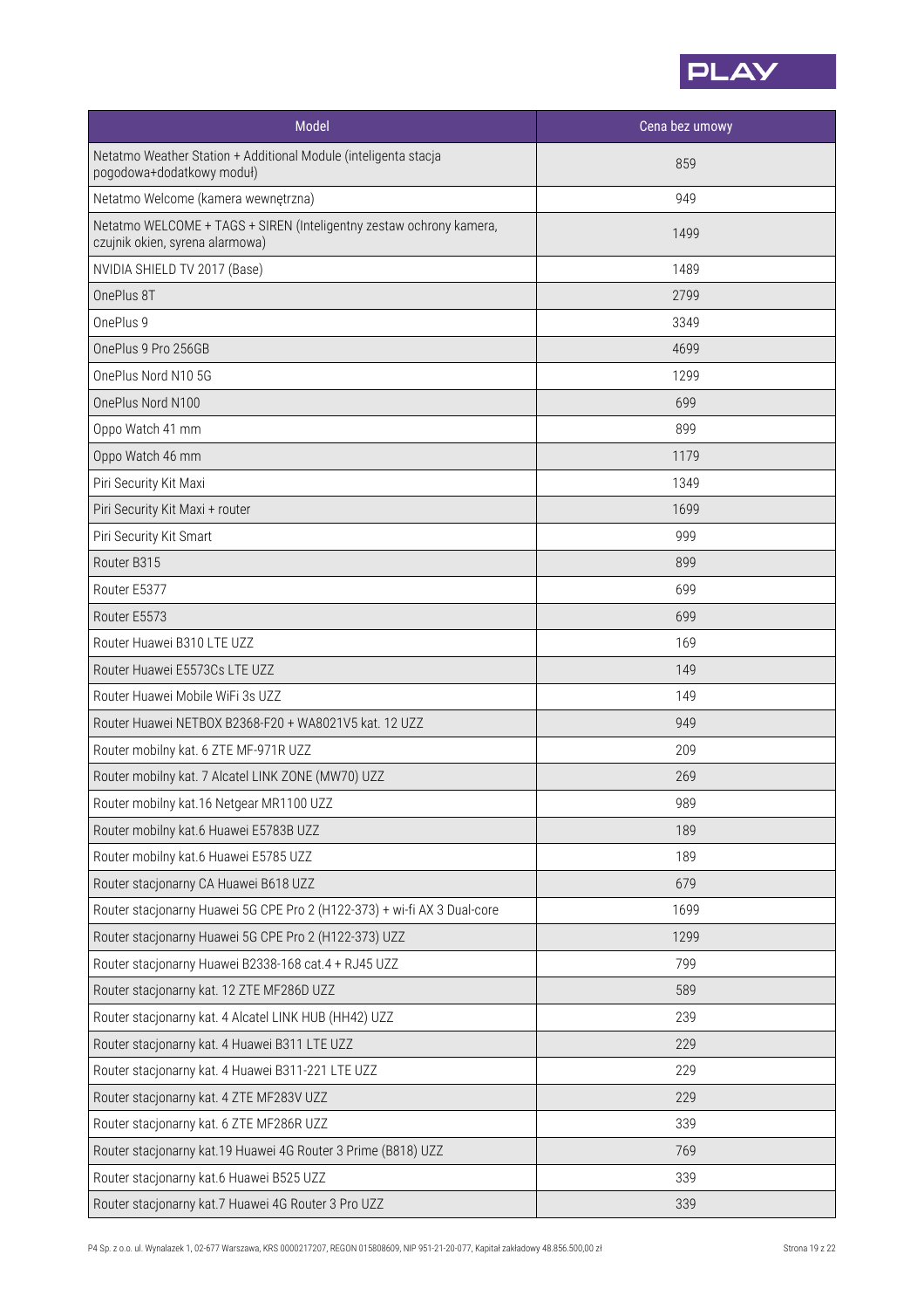| Model | Cena bez umowy |
|---|---|
| Netatmo Weather Station + Additional Module (inteligenta stacja pogodowa+dodatkowy moduł) | 859 |
| Netatmo Welcome (kamera wewnętrzna) | 949 |
| Netatmo WELCOME + TAGS + SIREN (Inteligentny zestaw ochrony kamera, czujnik okien, syrena alarmowa) | 1499 |
| NVIDIA SHIELD TV 2017 (Base) | 1489 |
| OnePlus 8T | 2799 |
| OnePlus 9 | 3349 |
| OnePlus 9 Pro 256GB | 4699 |
| OnePlus Nord N10 5G | 1299 |
| OnePlus Nord N100 | 699 |
| Oppo Watch 41 mm | 899 |
| Oppo Watch 46 mm | 1179 |
| Piri Security Kit Maxi | 1349 |
| Piri Security Kit Maxi + router | 1699 |
| Piri Security Kit Smart | 999 |
| Router B315 | 899 |
| Router E5377 | 699 |
| Router E5573 | 699 |
| Router Huawei B310 LTE UZZ | 169 |
| Router Huawei E5573Cs LTE UZZ | 149 |
| Router Huawei Mobile WiFi 3s UZZ | 149 |
| Router Huawei NETBOX B2368-F20 + WA8021V5 kat. 12 UZZ | 949 |
| Router mobilny kat. 6 ZTE MF-971R UZZ | 209 |
| Router mobilny kat. 7 Alcatel LINK ZONE (MW70) UZZ | 269 |
| Router mobilny kat.16 Netgear MR1100 UZZ | 989 |
| Router mobilny kat.6 Huawei E5783B UZZ | 189 |
| Router mobilny kat.6 Huawei E5785 UZZ | 189 |
| Router stacjonarny CA Huawei B618 UZZ | 679 |
| Router stacjonarny Huawei 5G CPE Pro 2 (H122-373) + wi-fi AX 3 Dual-core | 1699 |
| Router stacjonarny Huawei 5G CPE Pro 2 (H122-373) UZZ | 1299 |
| Router stacjonarny Huawei B2338-168 cat.4 + RJ45 UZZ | 799 |
| Router stacjonarny kat. 12 ZTE MF286D UZZ | 589 |
| Router stacjonarny kat. 4 Alcatel LINK HUB (HH42) UZZ | 239 |
| Router stacjonarny kat. 4 Huawei B311 LTE UZZ | 229 |
| Router stacjonarny kat. 4 Huawei B311-221 LTE UZZ | 229 |
| Router stacjonarny kat. 4 ZTE MF283V UZZ | 229 |
| Router stacjonarny kat. 6 ZTE MF286R UZZ | 339 |
| Router stacjonarny kat.19 Huawei 4G Router 3 Prime (B818) UZZ | 769 |
| Router stacjonarny kat.6 Huawei B525 UZZ | 339 |
| Router stacjonarny kat.7 Huawei 4G Router 3 Pro UZZ | 339 |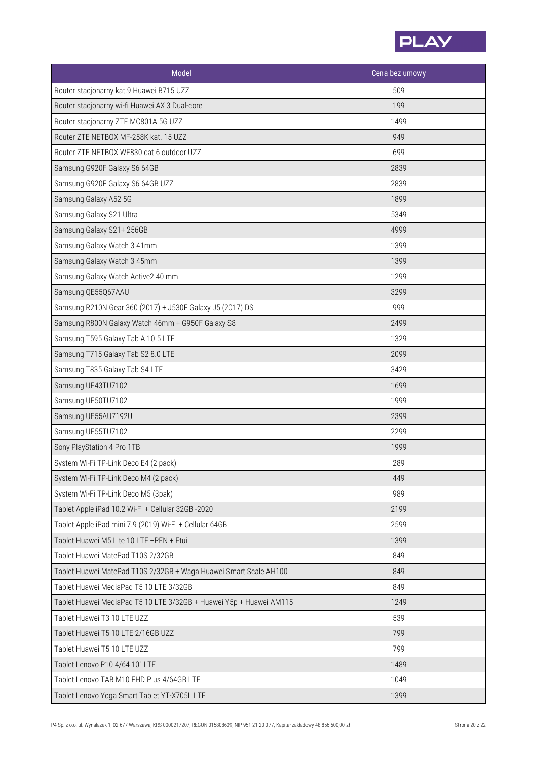| Model | Cena bez umowy |
| --- | --- |
| Router stacjonarny kat.9 Huawei B715 UZZ | 509 |
| Router stacjonarny wi-fi Huawei AX 3 Dual-core | 199 |
| Router stacjonarny ZTE MC801A 5G UZZ | 1499 |
| Router ZTE NETBOX MF-258K kat. 15 UZZ | 949 |
| Router ZTE NETBOX WF830 cat.6 outdoor UZZ | 699 |
| Samsung G920F Galaxy S6 64GB | 2839 |
| Samsung G920F Galaxy S6 64GB UZZ | 2839 |
| Samsung Galaxy A52 5G | 1899 |
| Samsung Galaxy S21 Ultra | 5349 |
| Samsung Galaxy S21+ 256GB | 4999 |
| Samsung Galaxy Watch 3 41mm | 1399 |
| Samsung Galaxy Watch 3 45mm | 1399 |
| Samsung Galaxy Watch Active2 40 mm | 1299 |
| Samsung QE55Q67AAU | 3299 |
| Samsung R210N Gear 360 (2017) + J530F Galaxy J5 (2017) DS | 999 |
| Samsung R800N Galaxy Watch 46mm + G950F Galaxy S8 | 2499 |
| Samsung T595 Galaxy Tab A 10.5 LTE | 1329 |
| Samsung T715 Galaxy Tab S2 8.0 LTE | 2099 |
| Samsung T835 Galaxy Tab S4 LTE | 3429 |
| Samsung UE43TU7102 | 1699 |
| Samsung UE50TU7102 | 1999 |
| Samsung UE55AU7192U | 2399 |
| Samsung UE55TU7102 | 2299 |
| Sony PlayStation 4 Pro 1TB | 1999 |
| System Wi-Fi TP-Link Deco E4 (2 pack) | 289 |
| System Wi-Fi TP-Link Deco M4 (2 pack) | 449 |
| System Wi-Fi TP-Link Deco M5 (3pak) | 989 |
| Tablet Apple iPad 10.2 Wi-Fi + Cellular 32GB -2020 | 2199 |
| Tablet Apple iPad mini 7.9 (2019) Wi-Fi + Cellular 64GB | 2599 |
| Tablet Huawei M5 Lite 10 LTE +PEN + Etui | 1399 |
| Tablet Huawei MatePad T10S 2/32GB | 849 |
| Tablet Huawei MatePad T10S 2/32GB + Waga Huawei Smart Scale AH100 | 849 |
| Tablet Huawei MediaPad T5 10 LTE 3/32GB | 849 |
| Tablet Huawei MediaPad T5 10 LTE 3/32GB + Huawei Y5p + Huawei AM115 | 1249 |
| Tablet Huawei T3 10 LTE UZZ | 539 |
| Tablet Huawei T5 10 LTE 2/16GB UZZ | 799 |
| Tablet Huawei T5 10 LTE UZZ | 799 |
| Tablet Lenovo P10 4/64 10" LTE | 1489 |
| Tablet Lenovo TAB M10 FHD Plus 4/64GB LTE | 1049 |
| Tablet Lenovo Yoga Smart Tablet YT-X705L LTE | 1399 |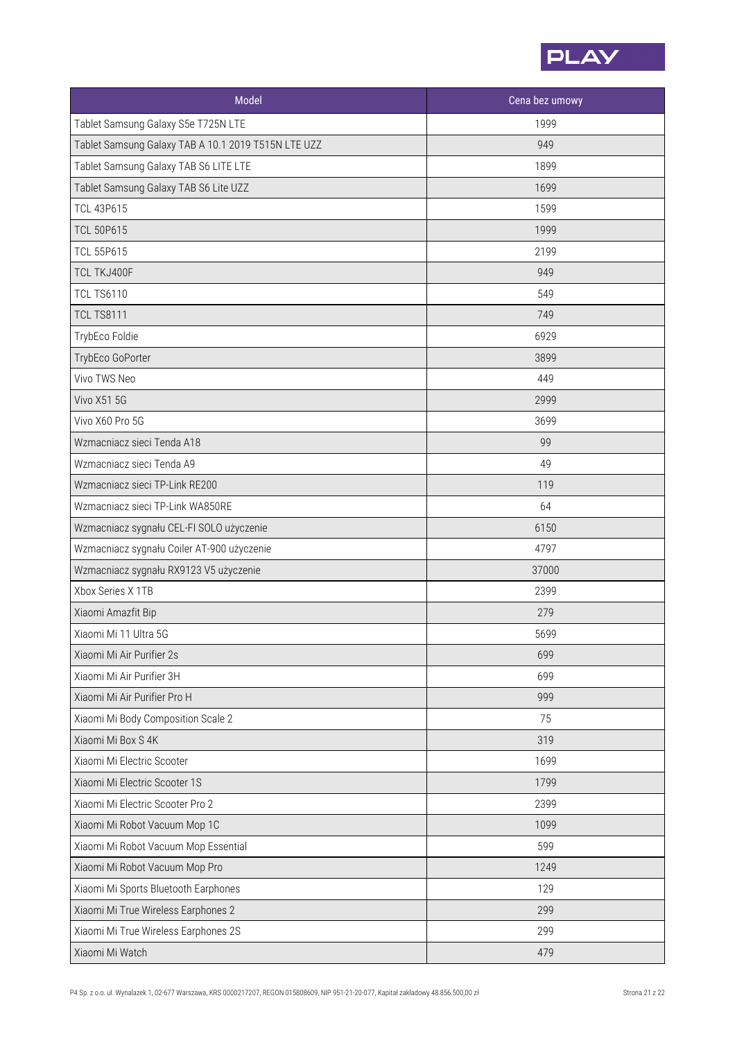| Model | Cena bez umowy |
| --- | --- |
| Tablet Samsung Galaxy S5e T725N LTE | 1999 |
| Tablet Samsung Galaxy TAB A 10.1 2019 T515N LTE UZZ | 949 |
| Tablet Samsung Galaxy TAB S6 LITE LTE | 1899 |
| Tablet Samsung Galaxy TAB S6 Lite UZZ | 1699 |
| TCL 43P615 | 1599 |
| TCL 50P615 | 1999 |
| TCL 55P615 | 2199 |
| TCL TKJ400F | 949 |
| TCL TS6110 | 549 |
| TCL TS8111 | 749 |
| TrybEco Foldie | 6929 |
| TrybEco GoPorter | 3899 |
| Vivo TWS Neo | 449 |
| Vivo X51 5G | 2999 |
| Vivo X60 Pro 5G | 3699 |
| Wzmacniacz sieci Tenda A18 | 99 |
| Wzmacniacz sieci Tenda A9 | 49 |
| Wzmacniacz sieci TP-Link RE200 | 119 |
| Wzmacniacz sieci TP-Link WA850RE | 64 |
| Wzmacniacz sygnału CEL-FI SOLO użyczenie | 6150 |
| Wzmacniacz sygnału Coiler AT-900 użyczenie | 4797 |
| Wzmacniacz sygnału RX9123 V5 użyczenie | 37000 |
| Xbox Series X 1TB | 2399 |
| Xiaomi Amazfit Bip | 279 |
| Xiaomi Mi 11 Ultra 5G | 5699 |
| Xiaomi Mi Air Purifier 2s | 699 |
| Xiaomi Mi Air Purifier 3H | 699 |
| Xiaomi Mi Air Purifier Pro H | 999 |
| Xiaomi Mi Body Composition Scale 2 | 75 |
| Xiaomi Mi Box S 4K | 319 |
| Xiaomi Mi Electric Scooter | 1699 |
| Xiaomi Mi Electric Scooter 1S | 1799 |
| Xiaomi Mi Electric Scooter Pro 2 | 2399 |
| Xiaomi Mi Robot Vacuum Mop 1C | 1099 |
| Xiaomi Mi Robot Vacuum Mop Essential | 599 |
| Xiaomi Mi Robot Vacuum Mop Pro | 1249 |
| Xiaomi Mi Sports Bluetooth Earphones | 129 |
| Xiaomi Mi True Wireless Earphones 2 | 299 |
| Xiaomi Mi True Wireless Earphones 2S | 299 |
| Xiaomi Mi Watch | 479 |

P4 Sp. z o.o. ul. Wynalazek 1, 02-677 Warszawa, KRS 0000217207, REGON 015808609, NIP 951-21-20-077, Kapitał zakładowy 48.856.500,00 zł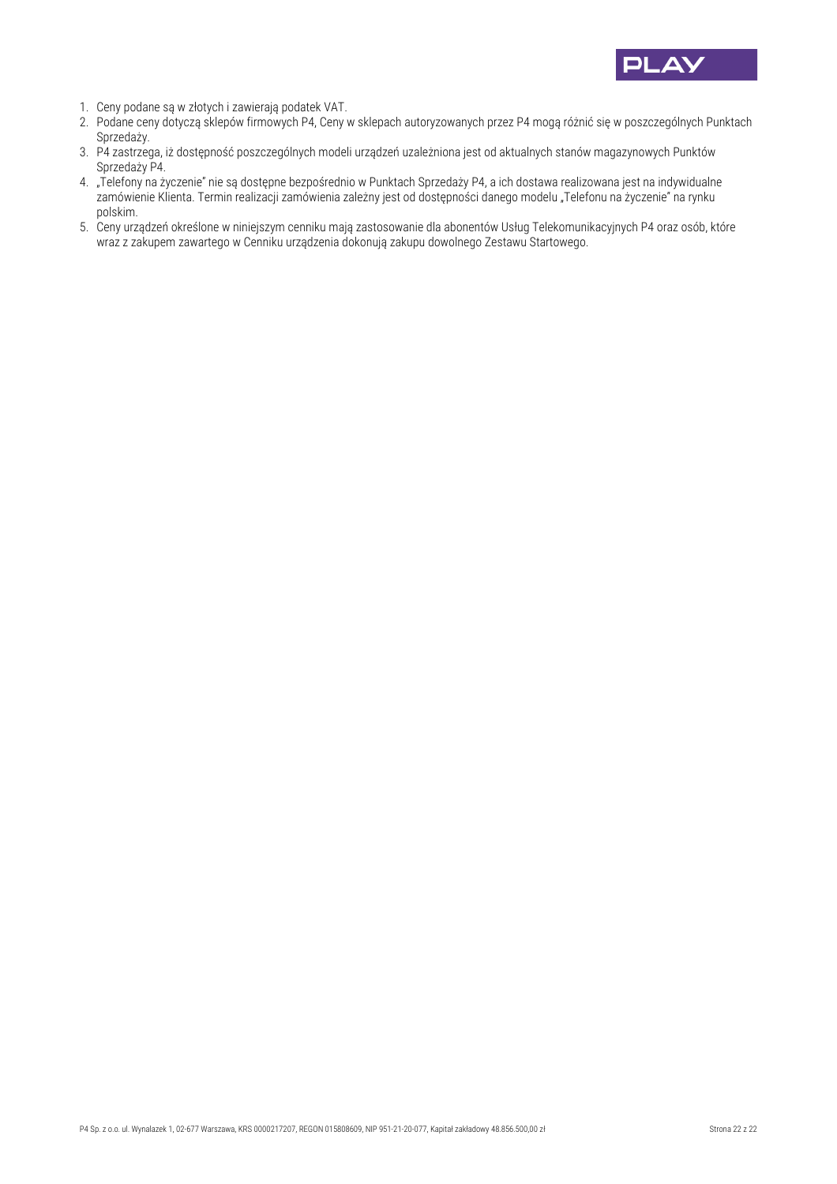1. Ceny podane są w złotych i zawierają podatek VAT.
2. Podane ceny dotyczą sklepów firmowych P4, Ceny w sklepach autoryzowanych przez P4 mogą różnić się w poszczególnych Punktach Sprzedaży.
3. P4 zastrzega, iż dostępność poszczególnych modeli urządzeń uzależniona jest od aktualnych stanów magazynowych Punktów Sprzedaży P4.
4. „Telefony na życzenie" nie są dostępne bezpośrednio w Punktach Sprzedaży P4, a ich dostawa realizowana jest na indywidualne zamówienie Klienta. Termin realizacji zamówienia zależny jest od dostępności danego modelu „Telefonu na życzenie" na rynku polskim.
5. Ceny urządzeń określone w niniejszym cenniku mają zastosowanie dla abonentów Usług Telekomunikacyjnych P4 oraz osób, które wraz z zakupem zawartego w Cenniku urządzenia dokonują zakupu dowolnego Zestawu Startowego.